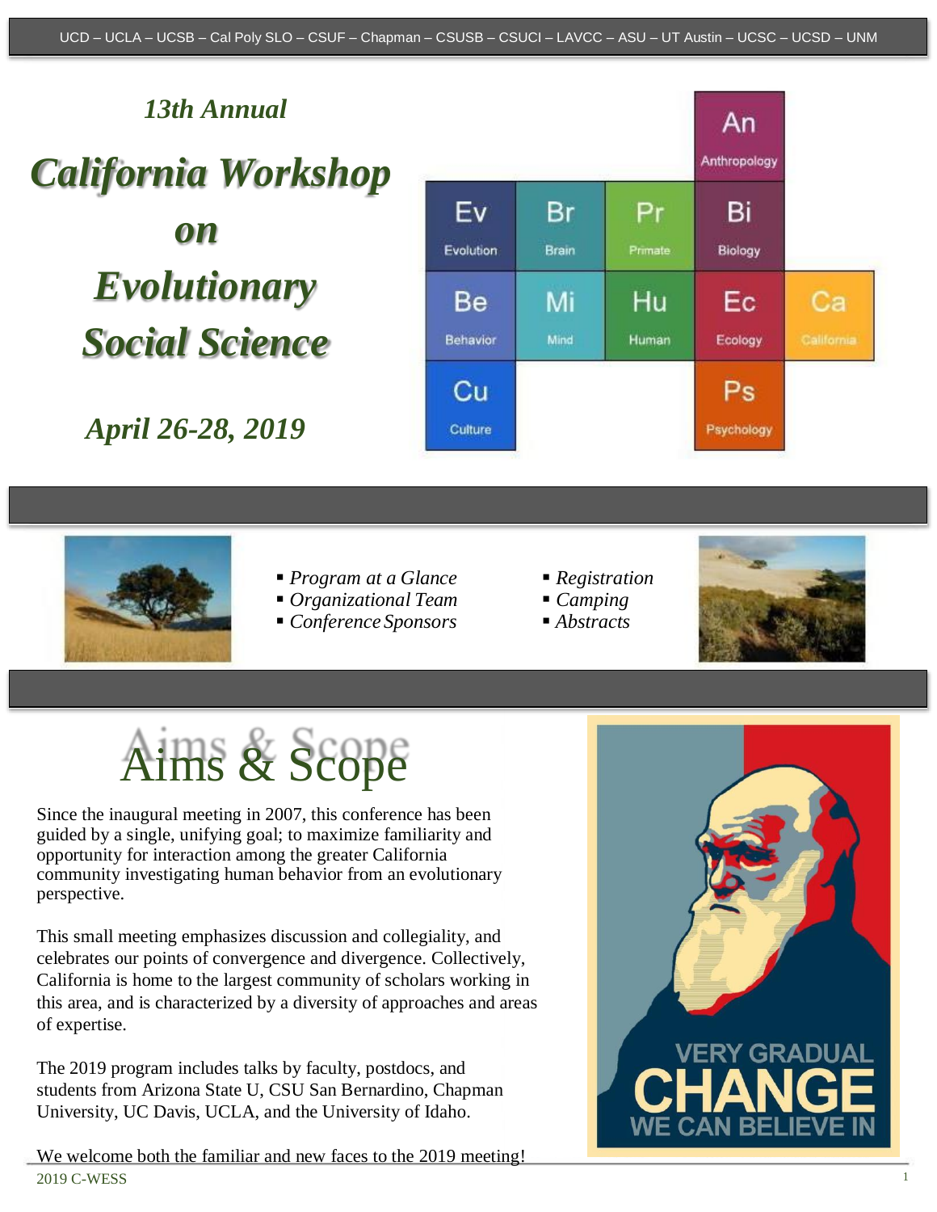UCD – UCLA – UCSB – Cal Poly SLO – CSUF – Chapman – CSUSB – CSUCI – LAVCC – ASU – UT Austin – UCSC – UCSD – UNM

*13th Annual*

# *California Workshop on Evolutionary Social Science*

*April 26-28, 2019*

- *Program at a Glance*
- *Organizational Team*
- *Conference Sponsors*
- *Registration*
- *Camping*
- *Abstracts*

## Aims & Scope

Since the inaugural meeting in 2007, this conference has been guided by a single, unifying goal; to maximize familiarity and opportunity for interaction among the greater California community investigating human behavior from an evolutionary perspective.

This small meeting emphasizes discussion and collegiality, and celebrates our points of convergence and divergence. Collectively, California is home to the largest community of scholars working in this area, and is characterized by a diversity of approaches and areas of expertise.

The 2019 program includes talks by faculty, postdocs, and students from Arizona State U, CSU San Bernardino, Chapman University, UC Davis, UCLA, and the University of Idaho.

We welcome both the familiar and new faces to the 2019 meeting!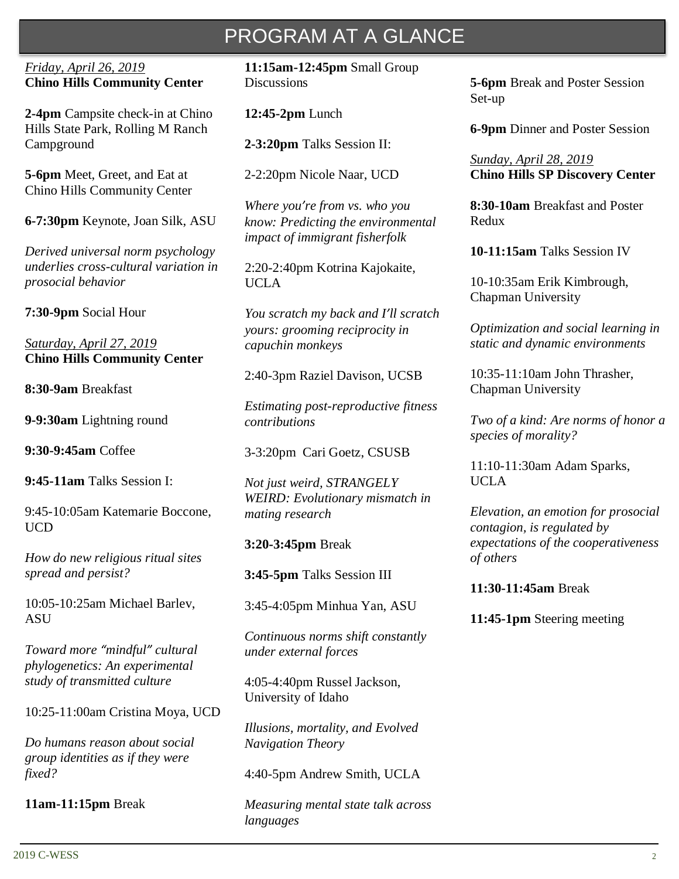# PROGRAM AT A GLANCE

<u>*Friday, April 26, 2019*</u>
**Chino Hills Community Center**

**2-4pm** Campsite check-in at Chino Hills State Park, Rolling M Ranch Campground

**5-6pm** Meet, Greet, and Eat at Chino Hills Community Center

**6-7:30pm** Keynote, Joan Silk, ASU

*Derived universal norm psychology underlies cross-cultural variation in prosocial behavior*

**7:30-9pm** Social Hour

<u>*Saturday, April 27, 2019*</u>
**Chino Hills Community Center**

**8:30-9am** Breakfast

**9-9:30am** Lightning round

**9:30-9:45am** Coffee

**9:45-11am** Talks Session I:

9:45-10:05am Katemarie Boccone, UCD

*How do new religious ritual sites spread and persist?*

10:05-10:25am Michael Barlev, ASU

*Toward more "mindful" cultural phylogenetics: An experimental study of transmitted culture*

10:25-11:00am Cristina Moya, UCD

*Do humans reason about social group identities as if they were fixed?*

**11am-11:15pm** Break

**11:15am-12:45pm** Small Group Discussions

**12:45-2pm** Lunch

**2-3:20pm** Talks Session II:

2-2:20pm Nicole Naar, UCD

*Where you're from vs. who you know: Predicting the environmental impact of immigrant fisherfolk*

2:20-2:40pm Kotrina Kajokaite, UCLA

*You scratch my back and I'll scratch yours: grooming reciprocity in capuchin monkeys*

2:40-3pm Raziel Davison, UCSB

*Estimating post-reproductive fitness contributions*

3-3:20pm Cari Goetz, CSUSB

*Not just weird, STRANGELY WEIRD: Evolutionary mismatch in mating research*

**3:20-3:45pm** Break

**3:45-5pm** Talks Session III

3:45-4:05pm Minhua Yan, ASU

*Continuous norms shift constantly under external forces*

4:05-4:40pm Russel Jackson, University of Idaho

*Illusions, mortality, and Evolved Navigation Theory*

4:40-5pm Andrew Smith, UCLA

*Measuring mental state talk across languages*

**5-6pm** Break and Poster Session Set-up

**6-9pm** Dinner and Poster Session

<u>*Sunday, April 28, 2019*</u>
**Chino Hills SP Discovery Center**

**8:30-10am** Breakfast and Poster Redux

**10-11:15am** Talks Session IV

10-10:35am Erik Kimbrough, Chapman University

*Optimization and social learning in static and dynamic environments*

10:35-11:10am John Thrasher, Chapman University

*Two of a kind: Are norms of honor a species of morality?*

11:10-11:30am Adam Sparks, UCLA

*Elevation, an emotion for prosocial contagion, is regulated by expectations of the cooperativeness of others*

**11:30-11:45am** Break

**11:45-1pm** Steering meeting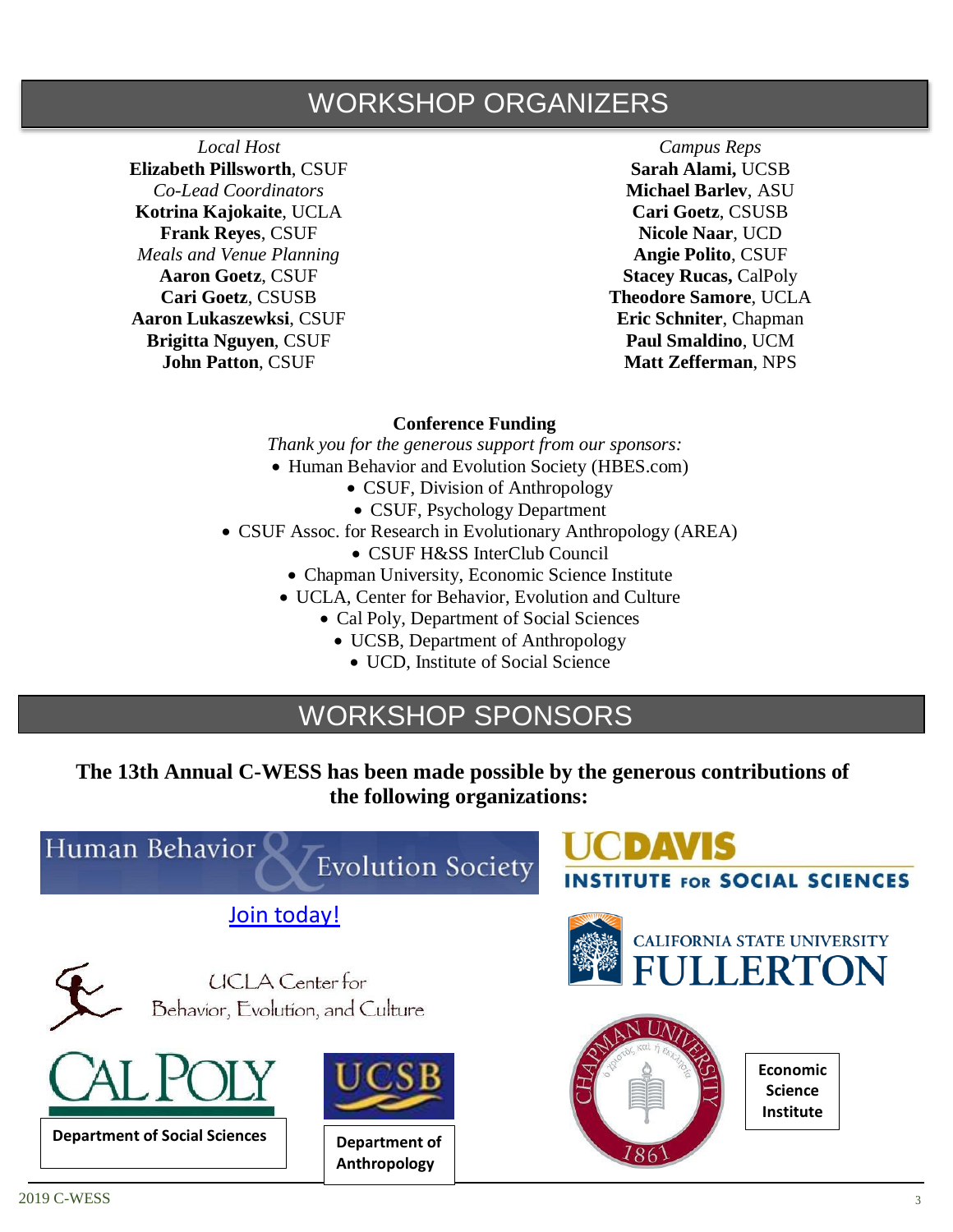## WORKSHOP ORGANIZERS

*Local Host*
**Elizabeth Pillsworth**, CSUF

*Co-Lead Coordinators*
**Kotrina Kajokaite**, UCLA
**Frank Reyes**, CSUF

*Meals and Venue Planning*
**Aaron Goetz**, CSUF
**Cari Goetz**, CSUSB
**Aaron Lukaszewksi**, CSUF
**Brigitta Nguyen**, CSUF
**John Patton**, CSUF

*Campus Reps*
**Sarah Alami,** UCSB
**Michael Barlev**, ASU
**Cari Goetz**, CSUSB
**Nicole Naar**, UCD
**Angie Polito**, CSUF
**Stacey Rucas,** CalPoly
**Theodore Samore**, UCLA
**Eric Schniter**, Chapman
**Paul Smaldino**, UCM
**Matt Zefferman**, NPS

**Conference Funding**

*Thank you for the generous support from our sponsors:*

- Human Behavior and Evolution Society (HBES.com)
- CSUF, Division of Anthropology
- CSUF, Psychology Department
- CSUF Assoc. for Research in Evolutionary Anthropology (AREA)
- CSUF H&SS InterClub Council
- Chapman University, Economic Science Institute
- UCLA, Center for Behavior, Evolution and Culture
- Cal Poly, Department of Social Sciences
- UCSB, Department of Anthropology
- UCD, Institute of Social Science

## WORKSHOP SPONSORS

**The 13th Annual C-WESS has been made possible by the generous contributions of the following organizations:**

Human Behavior & Evolution Society

Join today!

UCDAVIS INSTITUTE FOR SOCIAL SCIENCES

UCLA Center for Behavior, Evolution, and Culture

CALIFORNIA STATE UNIVERSITY FULLERTON

CAL POLY
**Department of Social Sciences**

UCSB
**Department of Anthropology**

CHAPMAN UNIVERSITY 1861
**Economic Science Institute**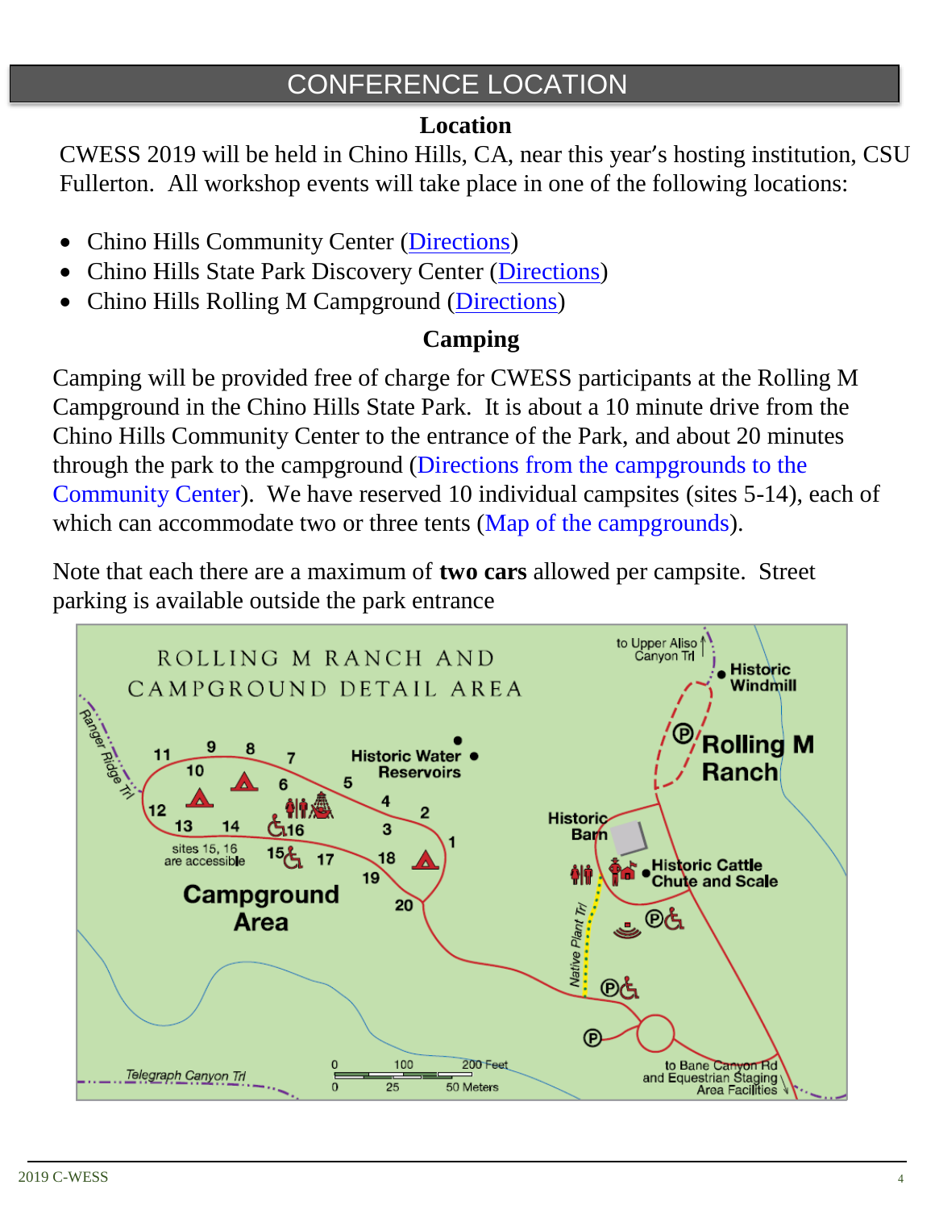# CONFERENCE LOCATION

## Location

CWESS 2019 will be held in Chino Hills, CA, near this year's hosting institution, CSU Fullerton. All workshop events will take place in one of the following locations:

- Chino Hills Community Center (Directions)
- Chino Hills State Park Discovery Center (Directions)
- Chino Hills Rolling M Campground (Directions)

## Camping

Camping will be provided free of charge for CWESS participants at the Rolling M Campground in the Chino Hills State Park. It is about a 10 minute drive from the Chino Hills Community Center to the entrance of the Park, and about 20 minutes through the park to the campground (Directions from the campgrounds to the Community Center). We have reserved 10 individual campsites (sites 5-14), each of which can accommodate two or three tents (Map of the campgrounds).

Note that each there are a maximum of **two cars** allowed per campsite. Street parking is available outside the park entrance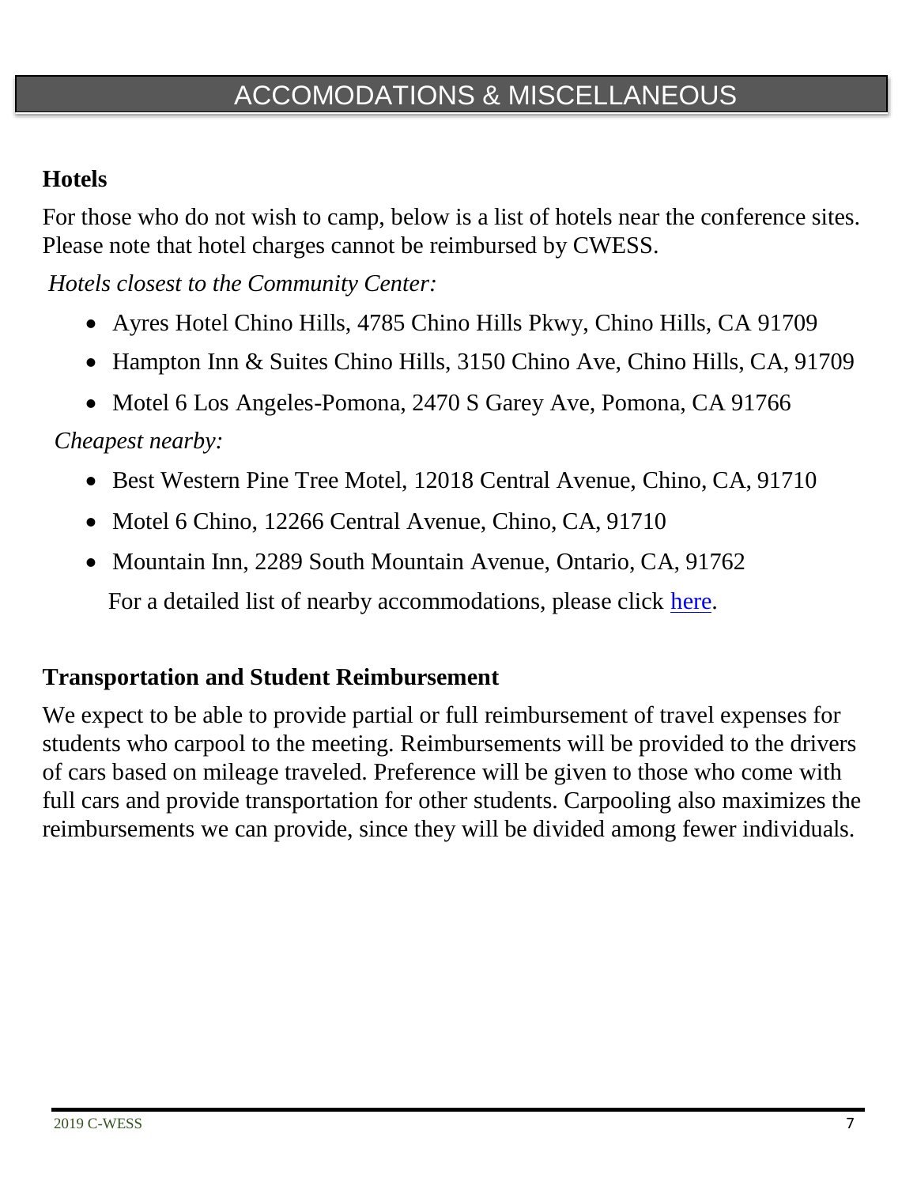# ACCOMODATIONS & MISCELLANEOUS

## Hotels

For those who do not wish to camp, below is a list of hotels near the conference sites. Please note that hotel charges cannot be reimbursed by CWESS.

*Hotels closest to the Community Center:*

- Ayres Hotel Chino Hills, 4785 Chino Hills Pkwy, Chino Hills, CA 91709
- Hampton Inn & Suites Chino Hills, 3150 Chino Ave, Chino Hills, CA, 91709
- Motel 6 Los Angeles-Pomona, 2470 S Garey Ave, Pomona, CA 91766

*Cheapest nearby:*

- Best Western Pine Tree Motel, 12018 Central Avenue, Chino, CA, 91710
- Motel 6 Chino, 12266 Central Avenue, Chino, CA, 91710
- Mountain Inn, 2289 South Mountain Avenue, Ontario, CA, 91762

For a detailed list of nearby accommodations, please click here.

## Transportation and Student Reimbursement

We expect to be able to provide partial or full reimbursement of travel expenses for students who carpool to the meeting. Reimbursements will be provided to the drivers of cars based on mileage traveled. Preference will be given to those who come with full cars and provide transportation for other students. Carpooling also maximizes the reimbursements we can provide, since they will be divided among fewer individuals.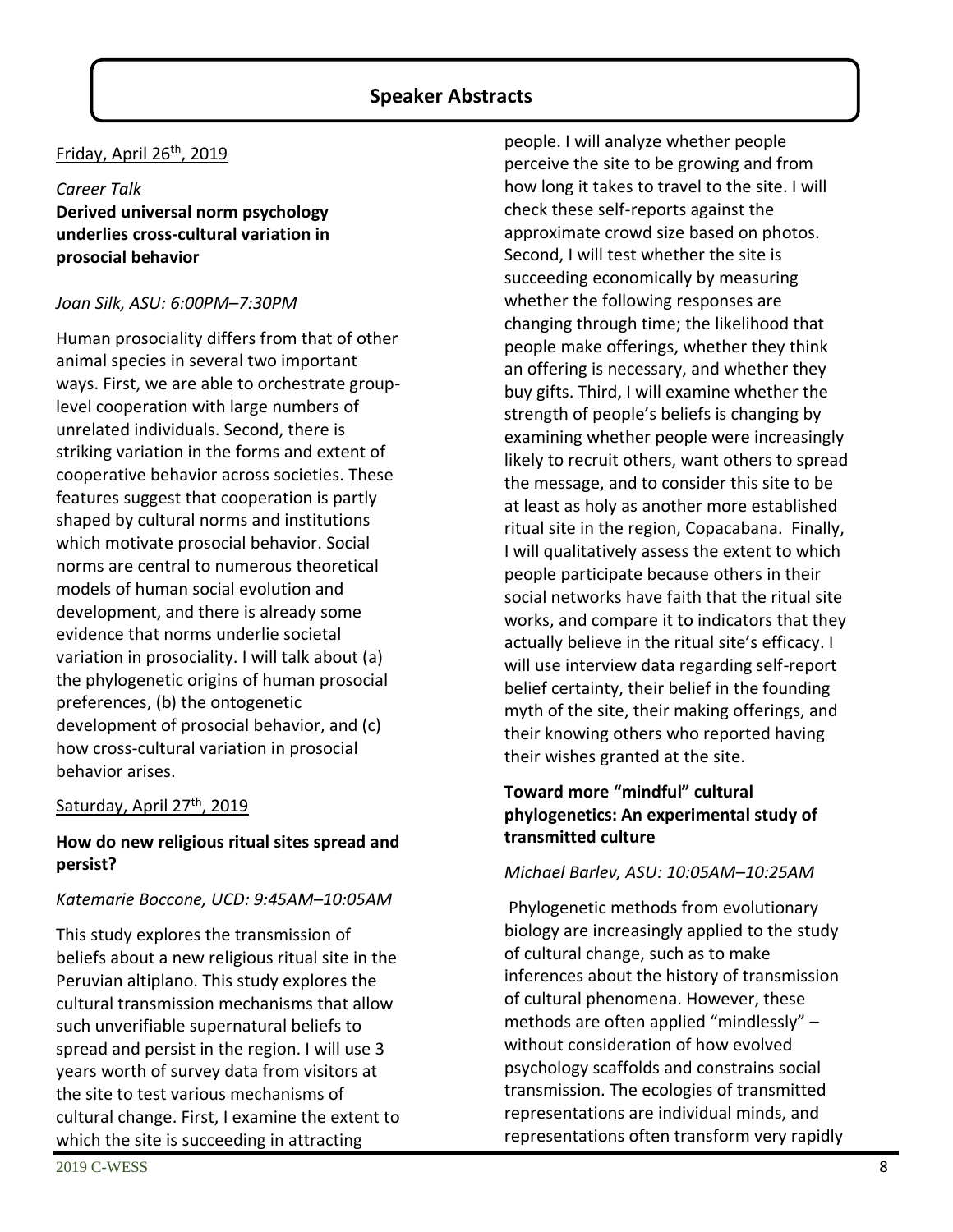## Speaker Abstracts

Friday, April 26th, 2019

*Career Talk*

**Derived universal norm psychology underlies cross-cultural variation in prosocial behavior**

*Joan Silk, ASU: 6:00PM–7:30PM*

Human prosociality differs from that of other animal species in several two important ways. First, we are able to orchestrate group-level cooperation with large numbers of unrelated individuals. Second, there is striking variation in the forms and extent of cooperative behavior across societies. These features suggest that cooperation is partly shaped by cultural norms and institutions which motivate prosocial behavior. Social norms are central to numerous theoretical models of human social evolution and development, and there is already some evidence that norms underlie societal variation in prosociality. I will talk about (a) the phylogenetic origins of human prosocial preferences, (b) the ontogenetic development of prosocial behavior, and (c) how cross-cultural variation in prosocial behavior arises.

Saturday, April 27th, 2019

**How do new religious ritual sites spread and persist?**

*Katemarie Boccone, UCD: 9:45AM–10:05AM*

This study explores the transmission of beliefs about a new religious ritual site in the Peruvian altiplano. This study explores the cultural transmission mechanisms that allow such unverifiable supernatural beliefs to spread and persist in the region. I will use 3 years worth of survey data from visitors at the site to test various mechanisms of cultural change. First, I examine the extent to which the site is succeeding in attracting people. I will analyze whether people perceive the site to be growing and from how long it takes to travel to the site. I will check these self-reports against the approximate crowd size based on photos. Second, I will test whether the site is succeeding economically by measuring whether the following responses are changing through time; the likelihood that people make offerings, whether they think an offering is necessary, and whether they buy gifts. Third, I will examine whether the strength of people's beliefs is changing by examining whether people were increasingly likely to recruit others, want others to spread the message, and to consider this site to be at least as holy as another more established ritual site in the region, Copacabana. Finally, I will qualitatively assess the extent to which people participate because others in their social networks have faith that the ritual site works, and compare it to indicators that they actually believe in the ritual site's efficacy. I will use interview data regarding self-report belief certainty, their belief in the founding myth of the site, their making offerings, and their knowing others who reported having their wishes granted at the site.

**Toward more "mindful" cultural phylogenetics: An experimental study of transmitted culture**

*Michael Barlev, ASU: 10:05AM–10:25AM*

Phylogenetic methods from evolutionary biology are increasingly applied to the study of cultural change, such as to make inferences about the history of transmission of cultural phenomena. However, these methods are often applied "mindlessly" – without consideration of how evolved psychology scaffolds and constrains social transmission. The ecologies of transmitted representations are individual minds, and representations often transform very rapidly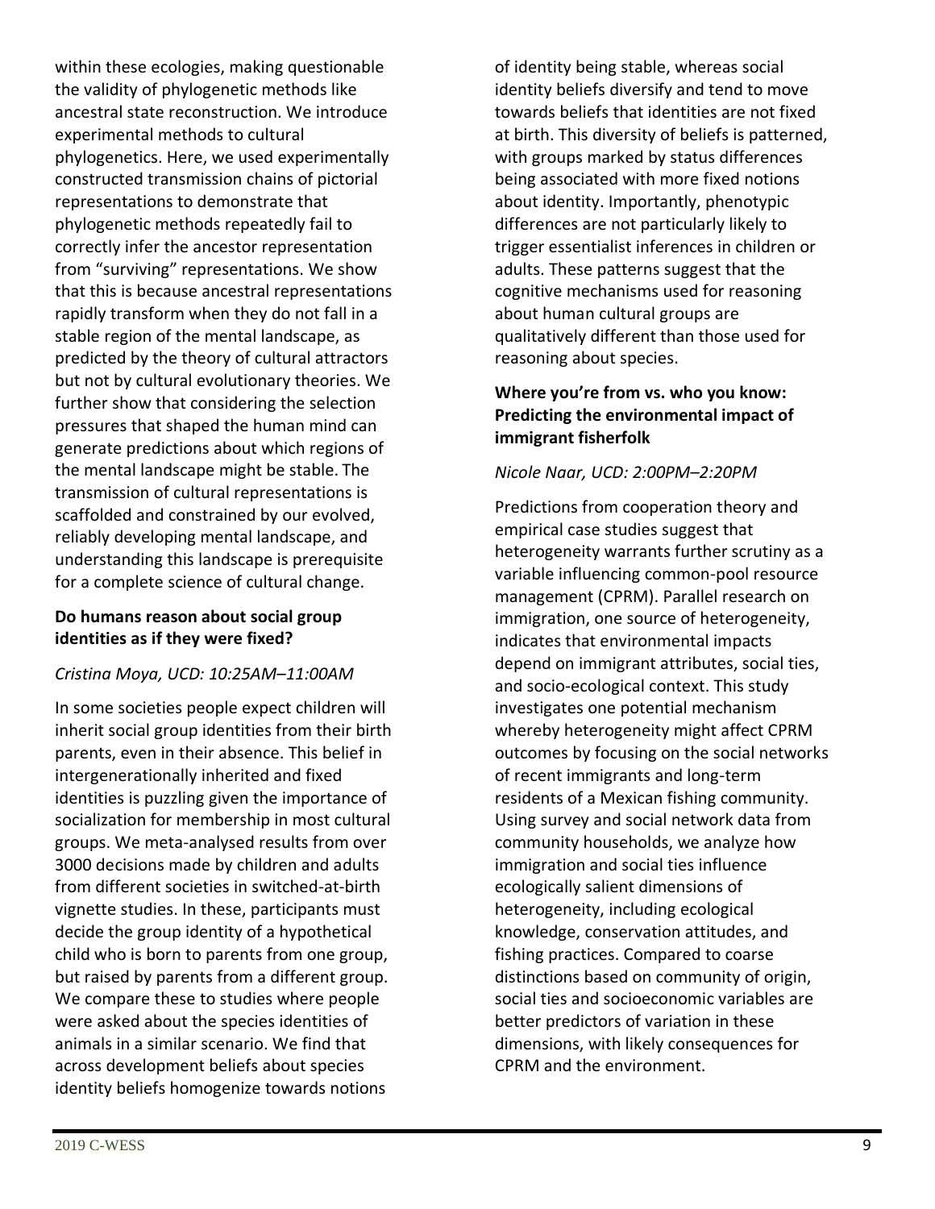within these ecologies, making questionable the validity of phylogenetic methods like ancestral state reconstruction. We introduce experimental methods to cultural phylogenetics. Here, we used experimentally constructed transmission chains of pictorial representations to demonstrate that phylogenetic methods repeatedly fail to correctly infer the ancestor representation from "surviving" representations. We show that this is because ancestral representations rapidly transform when they do not fall in a stable region of the mental landscape, as predicted by the theory of cultural attractors but not by cultural evolutionary theories. We further show that considering the selection pressures that shaped the human mind can generate predictions about which regions of the mental landscape might be stable. The transmission of cultural representations is scaffolded and constrained by our evolved, reliably developing mental landscape, and understanding this landscape is prerequisite for a complete science of cultural change.

**Do humans reason about social group identities as if they were fixed?**

*Cristina Moya, UCD: 10:25AM–11:00AM*

In some societies people expect children will inherit social group identities from their birth parents, even in their absence. This belief in intergenerationally inherited and fixed identities is puzzling given the importance of socialization for membership in most cultural groups. We meta-analysed results from over 3000 decisions made by children and adults from different societies in switched-at-birth vignette studies. In these, participants must decide the group identity of a hypothetical child who is born to parents from one group, but raised by parents from a different group. We compare these to studies where people were asked about the species identities of animals in a similar scenario. We find that across development beliefs about species identity beliefs homogenize towards notions of identity being stable, whereas social identity beliefs diversify and tend to move towards beliefs that identities are not fixed at birth. This diversity of beliefs is patterned, with groups marked by status differences being associated with more fixed notions about identity. Importantly, phenotypic differences are not particularly likely to trigger essentialist inferences in children or adults. These patterns suggest that the cognitive mechanisms used for reasoning about human cultural groups are qualitatively different than those used for reasoning about species.

**Where you're from vs. who you know: Predicting the environmental impact of immigrant fisherfolk**

*Nicole Naar, UCD: 2:00PM–2:20PM*

Predictions from cooperation theory and empirical case studies suggest that heterogeneity warrants further scrutiny as a variable influencing common-pool resource management (CPRM). Parallel research on immigration, one source of heterogeneity, indicates that environmental impacts depend on immigrant attributes, social ties, and socio-ecological context. This study investigates one potential mechanism whereby heterogeneity might affect CPRM outcomes by focusing on the social networks of recent immigrants and long-term residents of a Mexican fishing community. Using survey and social network data from community households, we analyze how immigration and social ties influence ecologically salient dimensions of heterogeneity, including ecological knowledge, conservation attitudes, and fishing practices. Compared to coarse distinctions based on community of origin, social ties and socioeconomic variables are better predictors of variation in these dimensions, with likely consequences for CPRM and the environment.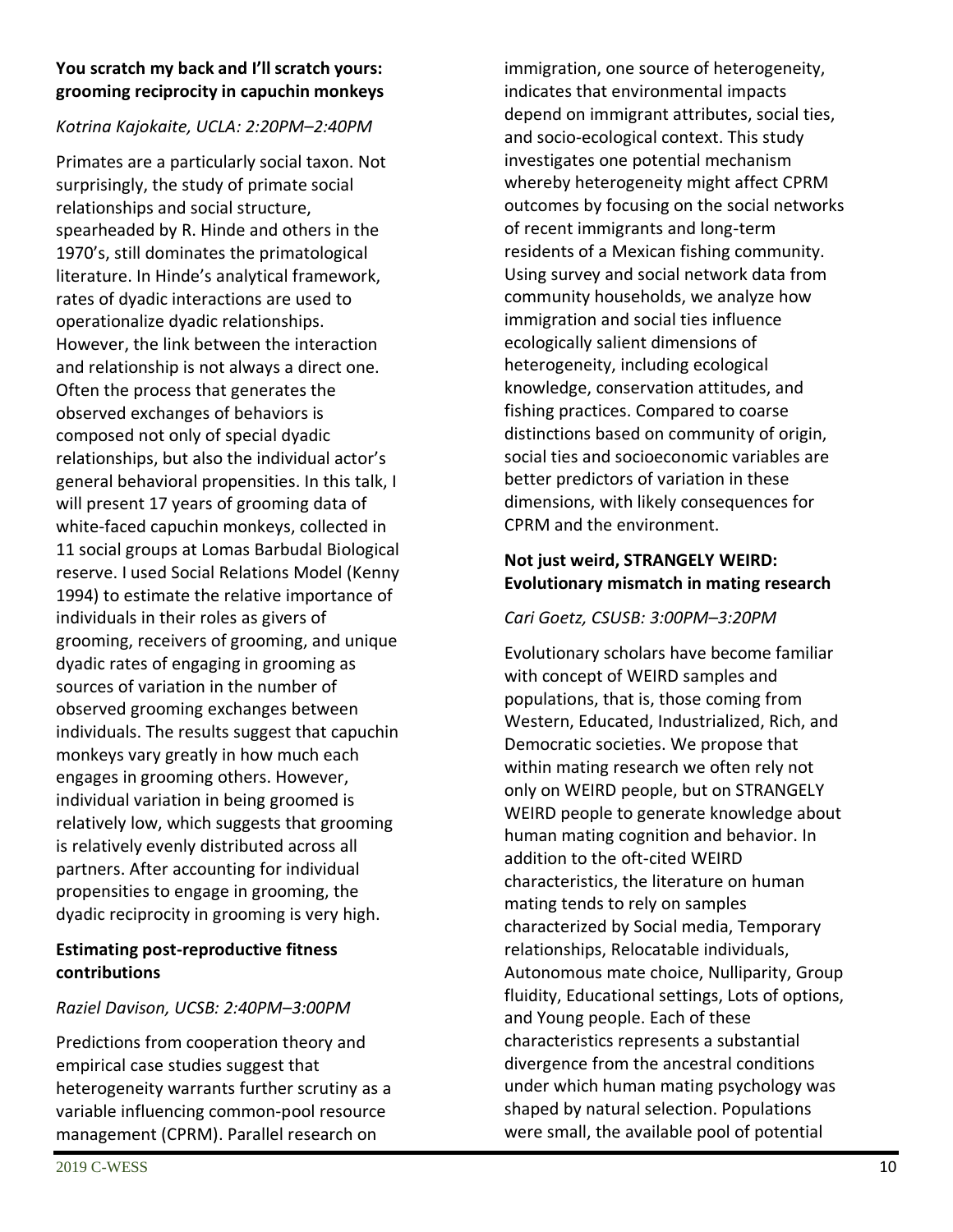### You scratch my back and I'll scratch yours: grooming reciprocity in capuchin monkeys

*Kotrina Kajokaite, UCLA: 2:20PM–2:40PM*

Primates are a particularly social taxon. Not surprisingly, the study of primate social relationships and social structure, spearheaded by R. Hinde and others in the 1970's, still dominates the primatological literature. In Hinde's analytical framework, rates of dyadic interactions are used to operationalize dyadic relationships. However, the link between the interaction and relationship is not always a direct one. Often the process that generates the observed exchanges of behaviors is composed not only of special dyadic relationships, but also the individual actor's general behavioral propensities. In this talk, I will present 17 years of grooming data of white-faced capuchin monkeys, collected in 11 social groups at Lomas Barbudal Biological reserve. I used Social Relations Model (Kenny 1994) to estimate the relative importance of individuals in their roles as givers of grooming, receivers of grooming, and unique dyadic rates of engaging in grooming as sources of variation in the number of observed grooming exchanges between individuals. The results suggest that capuchin monkeys vary greatly in how much each engages in grooming others. However, individual variation in being groomed is relatively low, which suggests that grooming is relatively evenly distributed across all partners. After accounting for individual propensities to engage in grooming, the dyadic reciprocity in grooming is very high.

### Estimating post-reproductive fitness contributions

*Raziel Davison, UCSB: 2:40PM–3:00PM*

Predictions from cooperation theory and empirical case studies suggest that heterogeneity warrants further scrutiny as a variable influencing common-pool resource management (CPRM). Parallel research on immigration, one source of heterogeneity, indicates that environmental impacts depend on immigrant attributes, social ties, and socio-ecological context. This study investigates one potential mechanism whereby heterogeneity might affect CPRM outcomes by focusing on the social networks of recent immigrants and long-term residents of a Mexican fishing community. Using survey and social network data from community households, we analyze how immigration and social ties influence ecologically salient dimensions of heterogeneity, including ecological knowledge, conservation attitudes, and fishing practices. Compared to coarse distinctions based on community of origin, social ties and socioeconomic variables are better predictors of variation in these dimensions, with likely consequences for CPRM and the environment.

### Not just weird, STRANGELY WEIRD: Evolutionary mismatch in mating research

*Cari Goetz, CSUSB: 3:00PM–3:20PM*

Evolutionary scholars have become familiar with concept of WEIRD samples and populations, that is, those coming from Western, Educated, Industrialized, Rich, and Democratic societies. We propose that within mating research we often rely not only on WEIRD people, but on STRANGELY WEIRD people to generate knowledge about human mating cognition and behavior. In addition to the oft-cited WEIRD characteristics, the literature on human mating tends to rely on samples characterized by Social media, Temporary relationships, Relocatable individuals, Autonomous mate choice, Nulliparity, Group fluidity, Educational settings, Lots of options, and Young people. Each of these characteristics represents a substantial divergence from the ancestral conditions under which human mating psychology was shaped by natural selection. Populations were small, the available pool of potential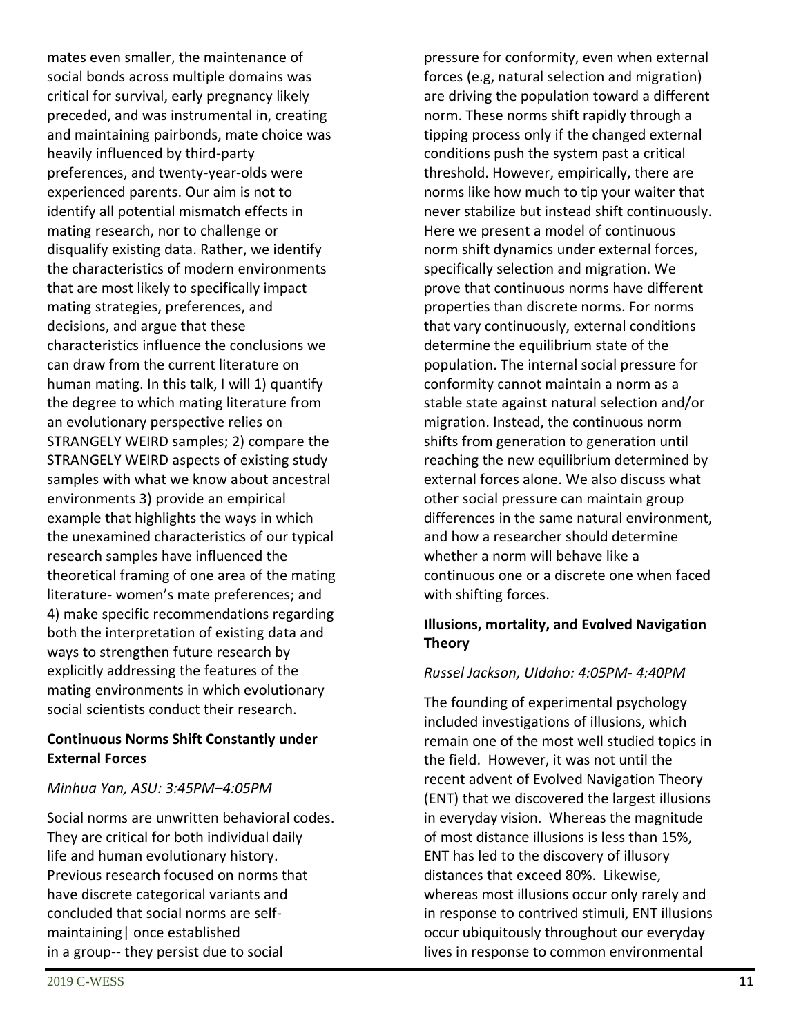mates even smaller, the maintenance of social bonds across multiple domains was critical for survival, early pregnancy likely preceded, and was instrumental in, creating and maintaining pairbonds, mate choice was heavily influenced by third-party preferences, and twenty-year-olds were experienced parents. Our aim is not to identify all potential mismatch effects in mating research, nor to challenge or disqualify existing data. Rather, we identify the characteristics of modern environments that are most likely to specifically impact mating strategies, preferences, and decisions, and argue that these characteristics influence the conclusions we can draw from the current literature on human mating. In this talk, I will 1) quantify the degree to which mating literature from an evolutionary perspective relies on STRANGELY WEIRD samples; 2) compare the STRANGELY WEIRD aspects of existing study samples with what we know about ancestral environments 3) provide an empirical example that highlights the ways in which the unexamined characteristics of our typical research samples have influenced the theoretical framing of one area of the mating literature- women's mate preferences; and 4) make specific recommendations regarding both the interpretation of existing data and ways to strengthen future research by explicitly addressing the features of the mating environments in which evolutionary social scientists conduct their research.

**Continuous Norms Shift Constantly under External Forces**

*Minhua Yan, ASU: 3:45PM–4:05PM*

Social norms are unwritten behavioral codes. They are critical for both individual daily life and human evolutionary history. Previous research focused on norms that have discrete categorical variants and concluded that social norms are self-maintaining| once established in a group-- they persist due to social pressure for conformity, even when external forces (e.g, natural selection and migration) are driving the population toward a different norm. These norms shift rapidly through a tipping process only if the changed external conditions push the system past a critical threshold. However, empirically, there are norms like how much to tip your waiter that never stabilize but instead shift continuously. Here we present a model of continuous norm shift dynamics under external forces, specifically selection and migration. We prove that continuous norms have different properties than discrete norms. For norms that vary continuously, external conditions determine the equilibrium state of the population. The internal social pressure for conformity cannot maintain a norm as a stable state against natural selection and/or migration. Instead, the continuous norm shifts from generation to generation until reaching the new equilibrium determined by external forces alone. We also discuss what other social pressure can maintain group differences in the same natural environment, and how a researcher should determine whether a norm will behave like a continuous one or a discrete one when faced with shifting forces.

**Illusions, mortality, and Evolved Navigation Theory**

*Russel Jackson, UIdaho: 4:05PM- 4:40PM*

The founding of experimental psychology included investigations of illusions, which remain one of the most well studied topics in the field. However, it was not until the recent advent of Evolved Navigation Theory (ENT) that we discovered the largest illusions in everyday vision. Whereas the magnitude of most distance illusions is less than 15%, ENT has led to the discovery of illusory distances that exceed 80%. Likewise, whereas most illusions occur only rarely and in response to contrived stimuli, ENT illusions occur ubiquitously throughout our everyday lives in response to common environmental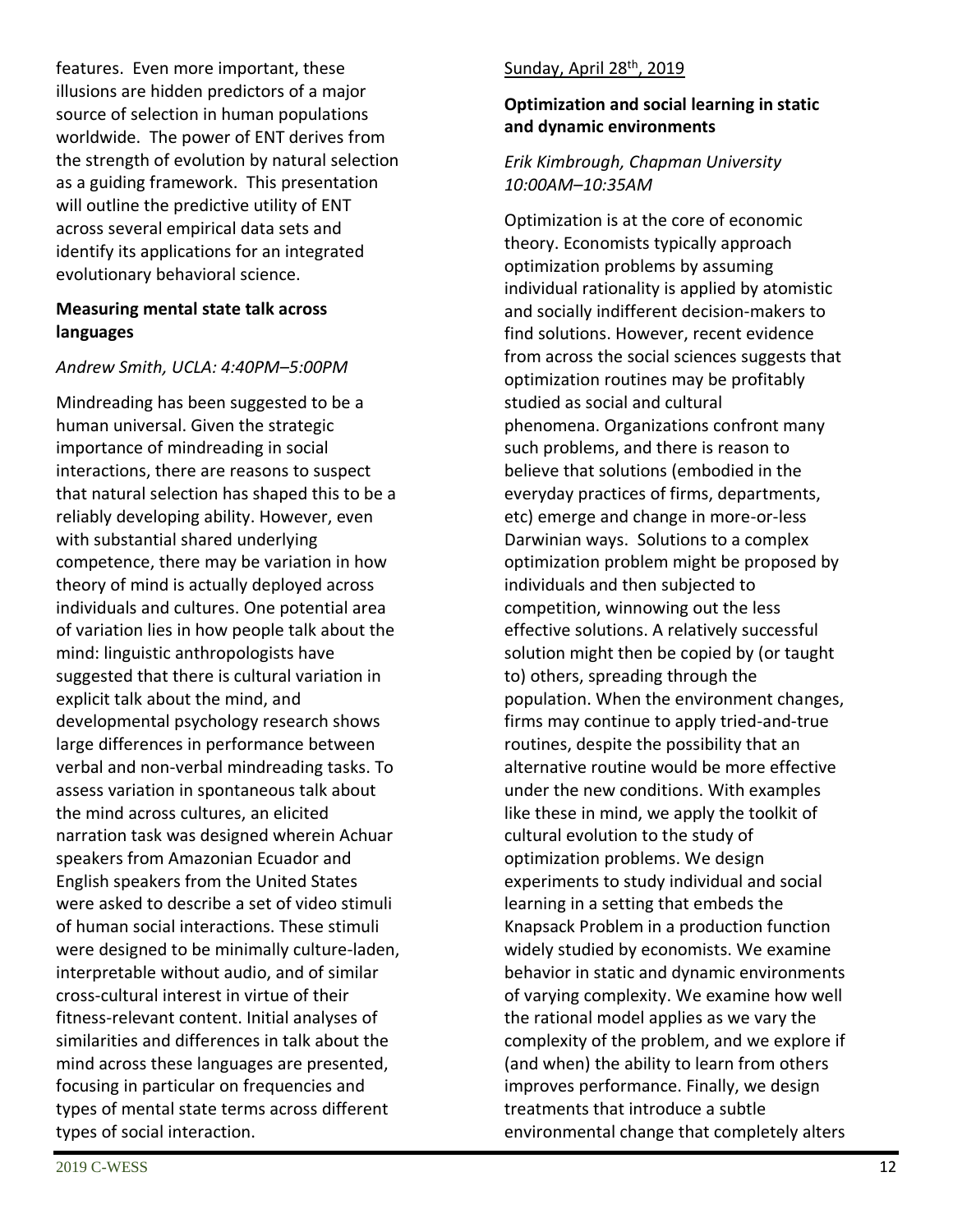features. Even more important, these illusions are hidden predictors of a major source of selection in human populations worldwide. The power of ENT derives from the strength of evolution by natural selection as a guiding framework. This presentation will outline the predictive utility of ENT across several empirical data sets and identify its applications for an integrated evolutionary behavioral science.

**Measuring mental state talk across languages**

*Andrew Smith, UCLA: 4:40PM–5:00PM*

Mindreading has been suggested to be a human universal. Given the strategic importance of mindreading in social interactions, there are reasons to suspect that natural selection has shaped this to be a reliably developing ability. However, even with substantial shared underlying competence, there may be variation in how theory of mind is actually deployed across individuals and cultures. One potential area of variation lies in how people talk about the mind: linguistic anthropologists have suggested that there is cultural variation in explicit talk about the mind, and developmental psychology research shows large differences in performance between verbal and non-verbal mindreading tasks. To assess variation in spontaneous talk about the mind across cultures, an elicited narration task was designed wherein Achuar speakers from Amazonian Ecuador and English speakers from the United States were asked to describe a set of video stimuli of human social interactions. These stimuli were designed to be minimally culture-laden, interpretable without audio, and of similar cross-cultural interest in virtue of their fitness-relevant content. Initial analyses of similarities and differences in talk about the mind across these languages are presented, focusing in particular on frequencies and types of mental state terms across different types of social interaction.

Sunday, April 28th, 2019

**Optimization and social learning in static and dynamic environments**

*Erik Kimbrough, Chapman University*
*10:00AM–10:35AM*

Optimization is at the core of economic theory. Economists typically approach optimization problems by assuming individual rationality is applied by atomistic and socially indifferent decision-makers to find solutions. However, recent evidence from across the social sciences suggests that optimization routines may be profitably studied as social and cultural phenomena. Organizations confront many such problems, and there is reason to believe that solutions (embodied in the everyday practices of firms, departments, etc) emerge and change in more-or-less Darwinian ways. Solutions to a complex optimization problem might be proposed by individuals and then subjected to competition, winnowing out the less effective solutions. A relatively successful solution might then be copied by (or taught to) others, spreading through the population. When the environment changes, firms may continue to apply tried-and-true routines, despite the possibility that an alternative routine would be more effective under the new conditions. With examples like these in mind, we apply the toolkit of cultural evolution to the study of optimization problems. We design experiments to study individual and social learning in a setting that embeds the Knapsack Problem in a production function widely studied by economists. We examine behavior in static and dynamic environments of varying complexity. We examine how well the rational model applies as we vary the complexity of the problem, and we explore if (and when) the ability to learn from others improves performance. Finally, we design treatments that introduce a subtle environmental change that completely alters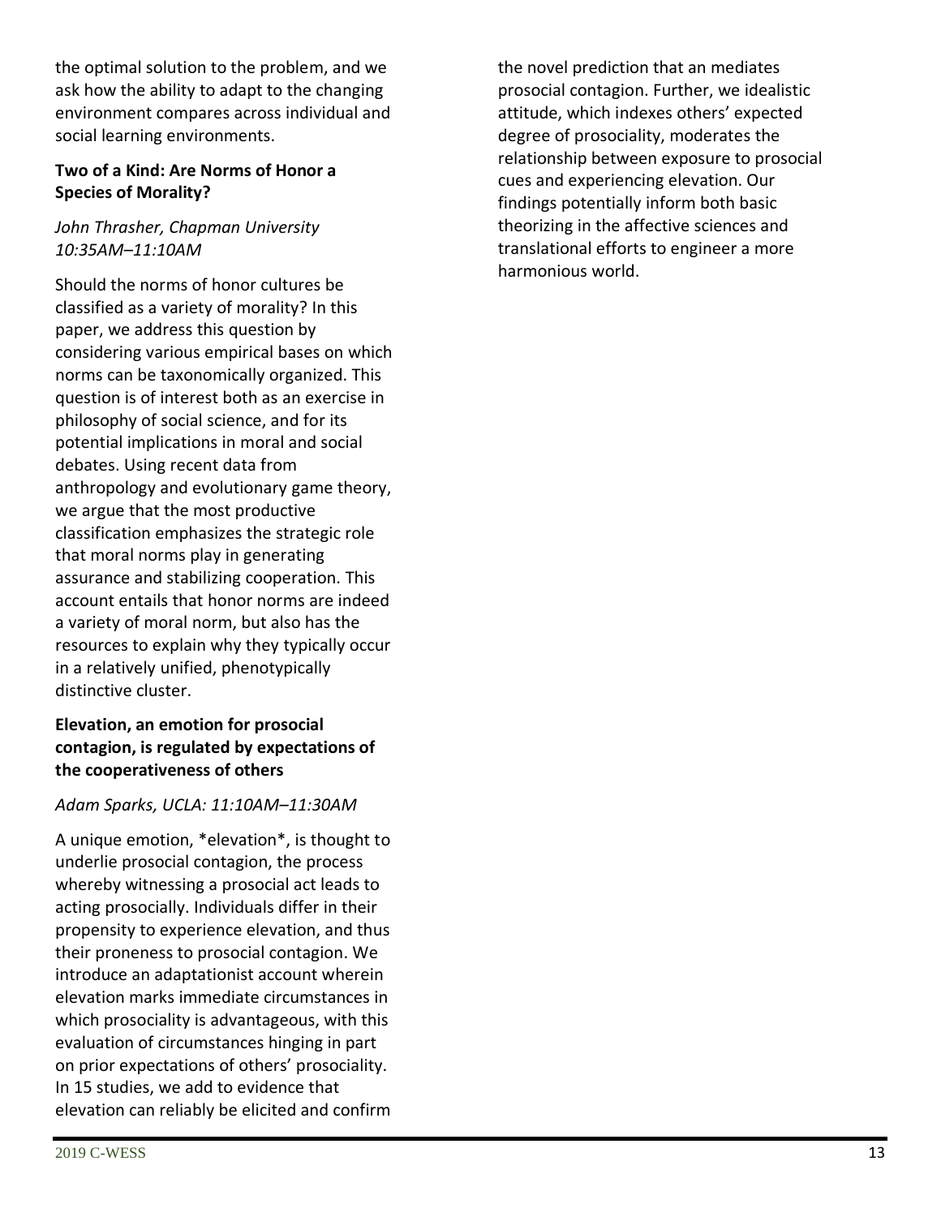the optimal solution to the problem, and we ask how the ability to adapt to the changing environment compares across individual and social learning environments.

**Two of a Kind: Are Norms of Honor a Species of Morality?**

*John Thrasher, Chapman University*
*10:35AM–11:10AM*

Should the norms of honor cultures be classified as a variety of morality? In this paper, we address this question by considering various empirical bases on which norms can be taxonomically organized. This question is of interest both as an exercise in philosophy of social science, and for its potential implications in moral and social debates. Using recent data from anthropology and evolutionary game theory, we argue that the most productive classification emphasizes the strategic role that moral norms play in generating assurance and stabilizing cooperation. This account entails that honor norms are indeed a variety of moral norm, but also has the resources to explain why they typically occur in a relatively unified, phenotypically distinctive cluster.

**Elevation, an emotion for prosocial contagion, is regulated by expectations of the cooperativeness of others**

*Adam Sparks, UCLA: 11:10AM–11:30AM*

A unique emotion, *elevation*, is thought to underlie prosocial contagion, the process whereby witnessing a prosocial act leads to acting prosocially. Individuals differ in their propensity to experience elevation, and thus their proneness to prosocial contagion. We introduce an adaptationist account wherein elevation marks immediate circumstances in which prosociality is advantageous, with this evaluation of circumstances hinging in part on prior expectations of others' prosociality. In 15 studies, we add to evidence that elevation can reliably be elicited and confirm the novel prediction that an mediates prosocial contagion. Further, we idealistic attitude, which indexes others' expected degree of prosociality, moderates the relationship between exposure to prosocial cues and experiencing elevation. Our findings potentially inform both basic theorizing in the affective sciences and translational efforts to engineer a more harmonious world.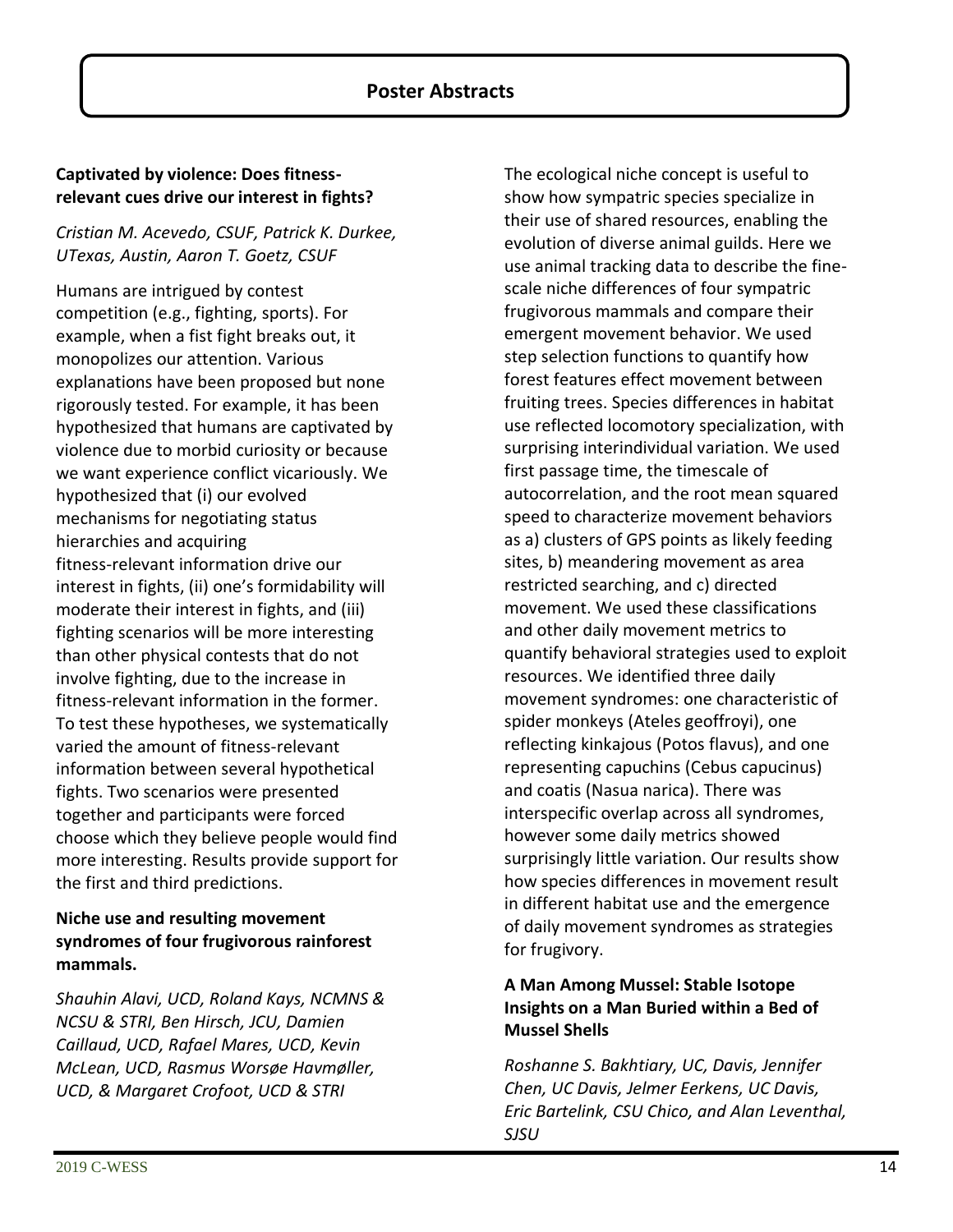## Poster Abstracts

### Captivated by violence: Does fitness-relevant cues drive our interest in fights?

*Cristian M. Acevedo, CSUF, Patrick K. Durkee, UTexas, Austin, Aaron T. Goetz, CSUF*

Humans are intrigued by contest competition (e.g., fighting, sports). For example, when a fist fight breaks out, it monopolizes our attention. Various explanations have been proposed but none rigorously tested. For example, it has been hypothesized that humans are captivated by violence due to morbid curiosity or because we want experience conflict vicariously. We hypothesized that (i) our evolved mechanisms for negotiating status hierarchies and acquiring fitness-relevant information drive our interest in fights, (ii) one's formidability will moderate their interest in fights, and (iii) fighting scenarios will be more interesting than other physical contests that do not involve fighting, due to the increase in fitness-relevant information in the former. To test these hypotheses, we systematically varied the amount of fitness-relevant information between several hypothetical fights. Two scenarios were presented together and participants were forced choose which they believe people would find more interesting. Results provide support for the first and third predictions.

### Niche use and resulting movement syndromes of four frugivorous rainforest mammals.

*Shauhin Alavi, UCD, Roland Kays, NCMNS & NCSU & STRI, Ben Hirsch, JCU, Damien Caillaud, UCD, Rafael Mares, UCD, Kevin McLean, UCD, Rasmus Worsøe Havmøller, UCD, & Margaret Crofoot, UCD & STRI*

The ecological niche concept is useful to show how sympatric species specialize in their use of shared resources, enabling the evolution of diverse animal guilds. Here we use animal tracking data to describe the fine-scale niche differences of four sympatric frugivorous mammals and compare their emergent movement behavior. We used step selection functions to quantify how forest features effect movement between fruiting trees. Species differences in habitat use reflected locomotory specialization, with surprising interindividual variation. We used first passage time, the timescale of autocorrelation, and the root mean squared speed to characterize movement behaviors as a) clusters of GPS points as likely feeding sites, b) meandering movement as area restricted searching, and c) directed movement. We used these classifications and other daily movement metrics to quantify behavioral strategies used to exploit resources. We identified three daily movement syndromes: one characteristic of spider monkeys (Ateles geoffroyi), one reflecting kinkajous (Potos flavus), and one representing capuchins (Cebus capucinus) and coatis (Nasua narica). There was interspecific overlap across all syndromes, however some daily metrics showed surprisingly little variation. Our results show how species differences in movement result in different habitat use and the emergence of daily movement syndromes as strategies for frugivory.

### A Man Among Mussel: Stable Isotope Insights on a Man Buried within a Bed of Mussel Shells

*Roshanne S. Bakhtiary, UC, Davis, Jennifer Chen, UC Davis, Jelmer Eerkens, UC Davis, Eric Bartelink, CSU Chico, and Alan Leventhal, SJSU*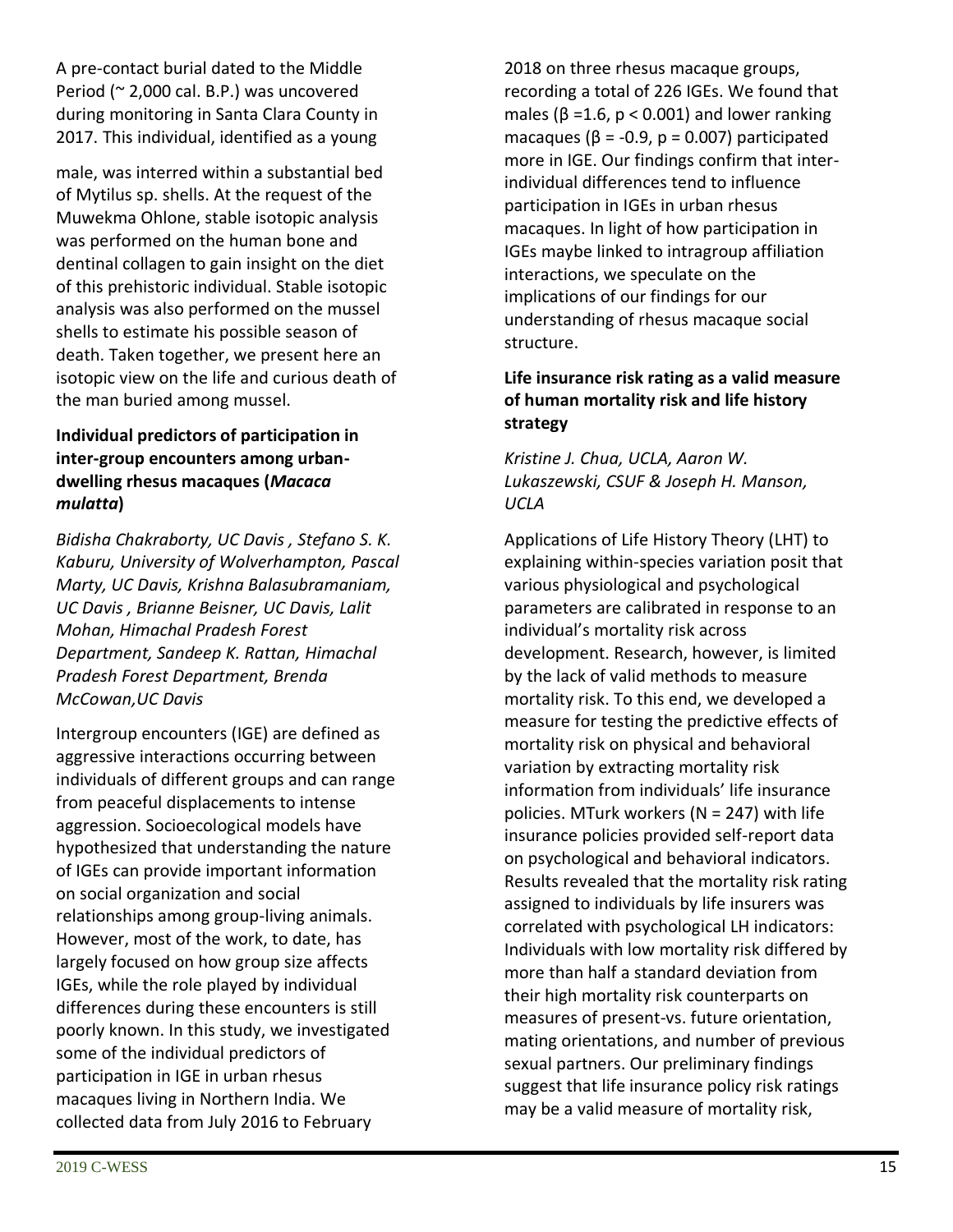A pre-contact burial dated to the Middle Period (~ 2,000 cal. B.P.) was uncovered during monitoring in Santa Clara County in 2017. This individual, identified as a young male, was interred within a substantial bed of Mytilus sp. shells. At the request of the Muwekma Ohlone, stable isotopic analysis was performed on the human bone and dentinal collagen to gain insight on the diet of this prehistoric individual. Stable isotopic analysis was also performed on the mussel shells to estimate his possible season of death. Taken together, we present here an isotopic view on the life and curious death of the man buried among mussel.

**Individual predictors of participation in inter-group encounters among urban-dwelling rhesus macaques (*Macaca mulatta*)**

*Bidisha Chakraborty, UC Davis , Stefano S. K. Kaburu, University of Wolverhampton, Pascal Marty, UC Davis, Krishna Balasubramaniam, UC Davis , Brianne Beisner, UC Davis, Lalit Mohan, Himachal Pradesh Forest Department, Sandeep K. Rattan, Himachal Pradesh Forest Department, Brenda McCowan,UC Davis*

Intergroup encounters (IGE) are defined as aggressive interactions occurring between individuals of different groups and can range from peaceful displacements to intense aggression. Socioecological models have hypothesized that understanding the nature of IGEs can provide important information on social organization and social relationships among group-living animals. However, most of the work, to date, has largely focused on how group size affects IGEs, while the role played by individual differences during these encounters is still poorly known. In this study, we investigated some of the individual predictors of participation in IGE in urban rhesus macaques living in Northern India. We collected data from July 2016 to February 2018 on three rhesus macaque groups, recording a total of 226 IGEs. We found that males ($\beta$ =1.6, $p < 0.001$) and lower ranking macaques ($\beta$ = -0.9, $p$ = 0.007) participated more in IGE. Our findings confirm that inter-individual differences tend to influence participation in IGEs in urban rhesus macaques. In light of how participation in IGEs maybe linked to intragroup affiliation interactions, we speculate on the implications of our findings for our understanding of rhesus macaque social structure.

**Life insurance risk rating as a valid measure of human mortality risk and life history strategy**

*Kristine J. Chua, UCLA, Aaron W. Lukaszewski, CSUF & Joseph H. Manson, UCLA*

Applications of Life History Theory (LHT) to explaining within-species variation posit that various physiological and psychological parameters are calibrated in response to an individual's mortality risk across development. Research, however, is limited by the lack of valid methods to measure mortality risk. To this end, we developed a measure for testing the predictive effects of mortality risk on physical and behavioral variation by extracting mortality risk information from individuals' life insurance policies. MTurk workers (N = 247) with life insurance policies provided self-report data on psychological and behavioral indicators. Results revealed that the mortality risk rating assigned to individuals by life insurers was correlated with psychological LH indicators: Individuals with low mortality risk differed by more than half a standard deviation from their high mortality risk counterparts on measures of present-vs. future orientation, mating orientations, and number of previous sexual partners. Our preliminary findings suggest that life insurance policy risk ratings may be a valid measure of mortality risk,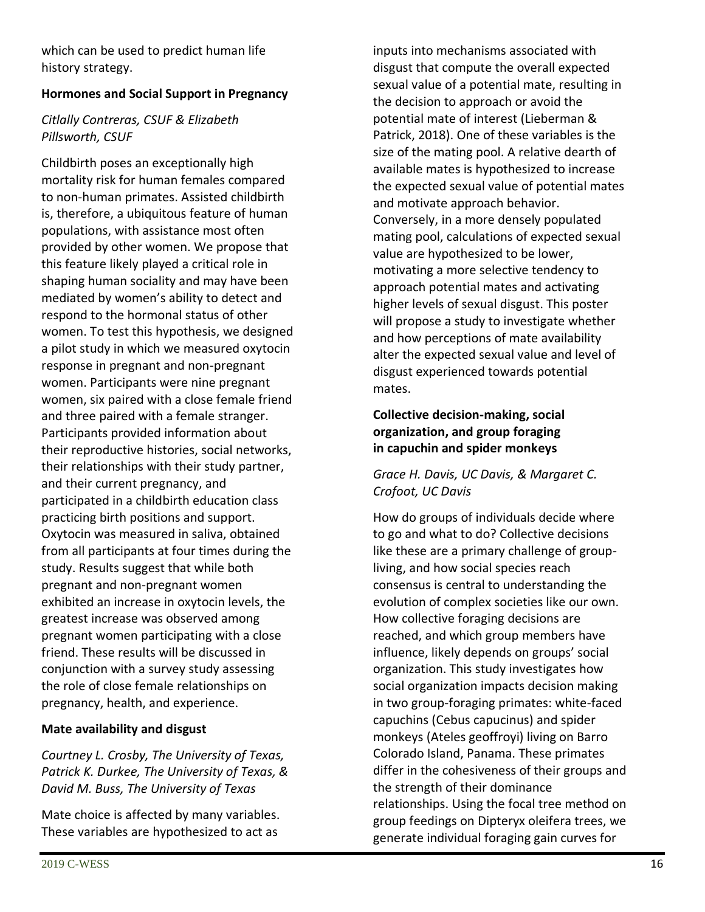which can be used to predict human life history strategy.

**Hormones and Social Support in Pregnancy**

*Citlally Contreras, CSUF & Elizabeth Pillsworth, CSUF*

Childbirth poses an exceptionally high mortality risk for human females compared to non-human primates. Assisted childbirth is, therefore, a ubiquitous feature of human populations, with assistance most often provided by other women. We propose that this feature likely played a critical role in shaping human sociality and may have been mediated by women's ability to detect and respond to the hormonal status of other women. To test this hypothesis, we designed a pilot study in which we measured oxytocin response in pregnant and non-pregnant women. Participants were nine pregnant women, six paired with a close female friend and three paired with a female stranger. Participants provided information about their reproductive histories, social networks, their relationships with their study partner, and their current pregnancy, and participated in a childbirth education class practicing birth positions and support. Oxytocin was measured in saliva, obtained from all participants at four times during the study. Results suggest that while both pregnant and non-pregnant women exhibited an increase in oxytocin levels, the greatest increase was observed among pregnant women participating with a close friend. These results will be discussed in conjunction with a survey study assessing the role of close female relationships on pregnancy, health, and experience.

**Mate availability and disgust**

*Courtney L. Crosby, The University of Texas, Patrick K. Durkee, The University of Texas, & David M. Buss, The University of Texas*

Mate choice is affected by many variables. These variables are hypothesized to act as inputs into mechanisms associated with disgust that compute the overall expected sexual value of a potential mate, resulting in the decision to approach or avoid the potential mate of interest (Lieberman & Patrick, 2018). One of these variables is the size of the mating pool. A relative dearth of available mates is hypothesized to increase the expected sexual value of potential mates and motivate approach behavior. Conversely, in a more densely populated mating pool, calculations of expected sexual value are hypothesized to be lower, motivating a more selective tendency to approach potential mates and activating higher levels of sexual disgust. This poster will propose a study to investigate whether and how perceptions of mate availability alter the expected sexual value and level of disgust experienced towards potential mates.

**Collective decision-making, social organization, and group foraging in capuchin and spider monkeys**

*Grace H. Davis, UC Davis, & Margaret C. Crofoot, UC Davis*

How do groups of individuals decide where to go and what to do? Collective decisions like these are a primary challenge of group-living, and how social species reach consensus is central to understanding the evolution of complex societies like our own. How collective foraging decisions are reached, and which group members have influence, likely depends on groups' social organization. This study investigates how social organization impacts decision making in two group-foraging primates: white-faced capuchins (Cebus capucinus) and spider monkeys (Ateles geoffroyi) living on Barro Colorado Island, Panama. These primates differ in the cohesiveness of their groups and the strength of their dominance relationships. Using the focal tree method on group feedings on Dipteryx oleifera trees, we generate individual foraging gain curves for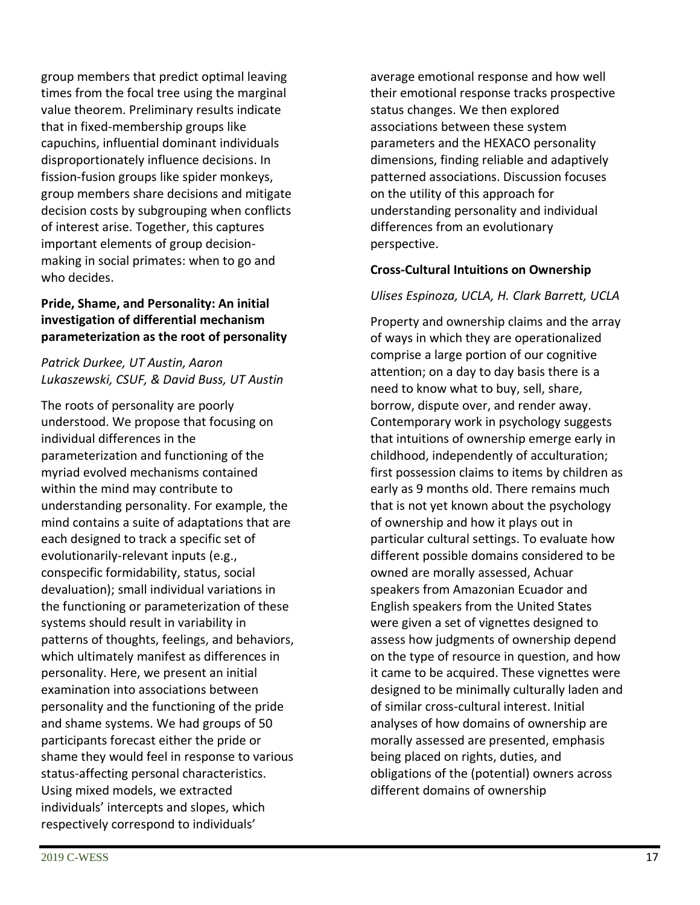group members that predict optimal leaving times from the focal tree using the marginal value theorem. Preliminary results indicate that in fixed-membership groups like capuchins, influential dominant individuals disproportionately influence decisions. In fission-fusion groups like spider monkeys, group members share decisions and mitigate decision costs by subgrouping when conflicts of interest arise. Together, this captures important elements of group decision-making in social primates: when to go and who decides.

**Pride, Shame, and Personality: An initial investigation of differential mechanism parameterization as the root of personality**

*Patrick Durkee, UT Austin, Aaron Lukaszewski, CSUF, & David Buss, UT Austin*

The roots of personality are poorly understood. We propose that focusing on individual differences in the parameterization and functioning of the myriad evolved mechanisms contained within the mind may contribute to understanding personality. For example, the mind contains a suite of adaptations that are each designed to track a specific set of evolutionarily-relevant inputs (e.g., conspecific formidability, status, social devaluation); small individual variations in the functioning or parameterization of these systems should result in variability in patterns of thoughts, feelings, and behaviors, which ultimately manifest as differences in personality. Here, we present an initial examination into associations between personality and the functioning of the pride and shame systems. We had groups of 50 participants forecast either the pride or shame they would feel in response to various status-affecting personal characteristics. Using mixed models, we extracted individuals' intercepts and slopes, which respectively correspond to individuals' average emotional response and how well their emotional response tracks prospective status changes. We then explored associations between these system parameters and the HEXACO personality dimensions, finding reliable and adaptively patterned associations. Discussion focuses on the utility of this approach for understanding personality and individual differences from an evolutionary perspective.

**Cross-Cultural Intuitions on Ownership**

*Ulises Espinoza, UCLA, H. Clark Barrett, UCLA*

Property and ownership claims and the array of ways in which they are operationalized comprise a large portion of our cognitive attention; on a day to day basis there is a need to know what to buy, sell, share, borrow, dispute over, and render away. Contemporary work in psychology suggests that intuitions of ownership emerge early in childhood, independently of acculturation; first possession claims to items by children as early as 9 months old. There remains much that is not yet known about the psychology of ownership and how it plays out in particular cultural settings. To evaluate how different possible domains considered to be owned are morally assessed, Achuar speakers from Amazonian Ecuador and English speakers from the United States were given a set of vignettes designed to assess how judgments of ownership depend on the type of resource in question, and how it came to be acquired. These vignettes were designed to be minimally culturally laden and of similar cross-cultural interest. Initial analyses of how domains of ownership are morally assessed are presented, emphasis being placed on rights, duties, and obligations of the (potential) owners across different domains of ownership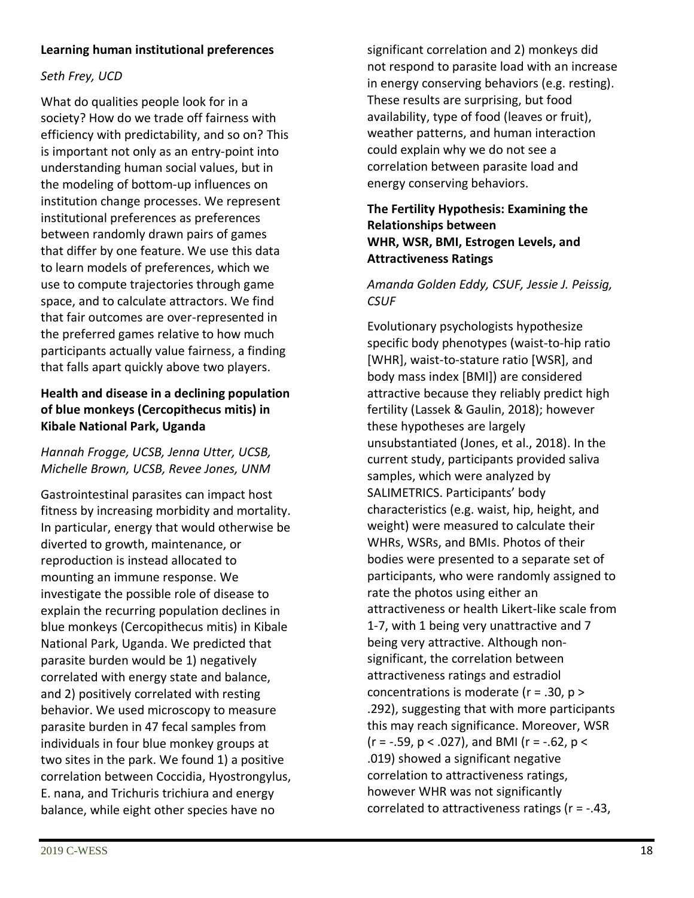### Learning human institutional preferences

*Seth Frey, UCD*

What do qualities people look for in a society? How do we trade off fairness with efficiency with predictability, and so on? This is important not only as an entry-point into understanding human social values, but in the modeling of bottom-up influences on institution change processes. We represent institutional preferences as preferences between randomly drawn pairs of games that differ by one feature. We use this data to learn models of preferences, which we use to compute trajectories through game space, and to calculate attractors. We find that fair outcomes are over-represented in the preferred games relative to how much participants actually value fairness, a finding that falls apart quickly above two players.

### Health and disease in a declining population of blue monkeys (Cercopithecus mitis) in Kibale National Park, Uganda

*Hannah Frogge, UCSB, Jenna Utter, UCSB, Michelle Brown, UCSB, Revee Jones, UNM*

Gastrointestinal parasites can impact host fitness by increasing morbidity and mortality. In particular, energy that would otherwise be diverted to growth, maintenance, or reproduction is instead allocated to mounting an immune response. We investigate the possible role of disease to explain the recurring population declines in blue monkeys (Cercopithecus mitis) in Kibale National Park, Uganda. We predicted that parasite burden would be 1) negatively correlated with energy state and balance, and 2) positively correlated with resting behavior. We used microscopy to measure parasite burden in 47 fecal samples from individuals in four blue monkey groups at two sites in the park. We found 1) a positive correlation between Coccidia, Hyostrongylus, E. nana, and Trichuris trichiura and energy balance, while eight other species have no significant correlation and 2) monkeys did not respond to parasite load with an increase in energy conserving behaviors (e.g. resting). These results are surprising, but food availability, type of food (leaves or fruit), weather patterns, and human interaction could explain why we do not see a correlation between parasite load and energy conserving behaviors.

### The Fertility Hypothesis: Examining the Relationships between WHR, WSR, BMI, Estrogen Levels, and Attractiveness Ratings

*Amanda Golden Eddy, CSUF, Jessie J. Peissig, CSUF*

Evolutionary psychologists hypothesize specific body phenotypes (waist-to-hip ratio [WHR], waist-to-stature ratio [WSR], and body mass index [BMI]) are considered attractive because they reliably predict high fertility (Lassek & Gaulin, 2018); however these hypotheses are largely unsubstantiated (Jones, et al., 2018). In the current study, participants provided saliva samples, which were analyzed by SALIMETRICS. Participants' body characteristics (e.g. waist, hip, height, and weight) were measured to calculate their WHRs, WSRs, and BMIs. Photos of their bodies were presented to a separate set of participants, who were randomly assigned to rate the photos using either an attractiveness or health Likert-like scale from 1-7, with 1 being very unattractive and 7 being very attractive. Although non-significant, the correlation between attractiveness ratings and estradiol concentrations is moderate ($r = .30$, $p > .292$), suggesting that with more participants this may reach significance. Moreover, WSR ($r = -.59$, $p < .027$), and BMI ($r = -.62$, $p < .019$) showed a significant negative correlation to attractiveness ratings, however WHR was not significantly correlated to attractiveness ratings ($r = -.43$,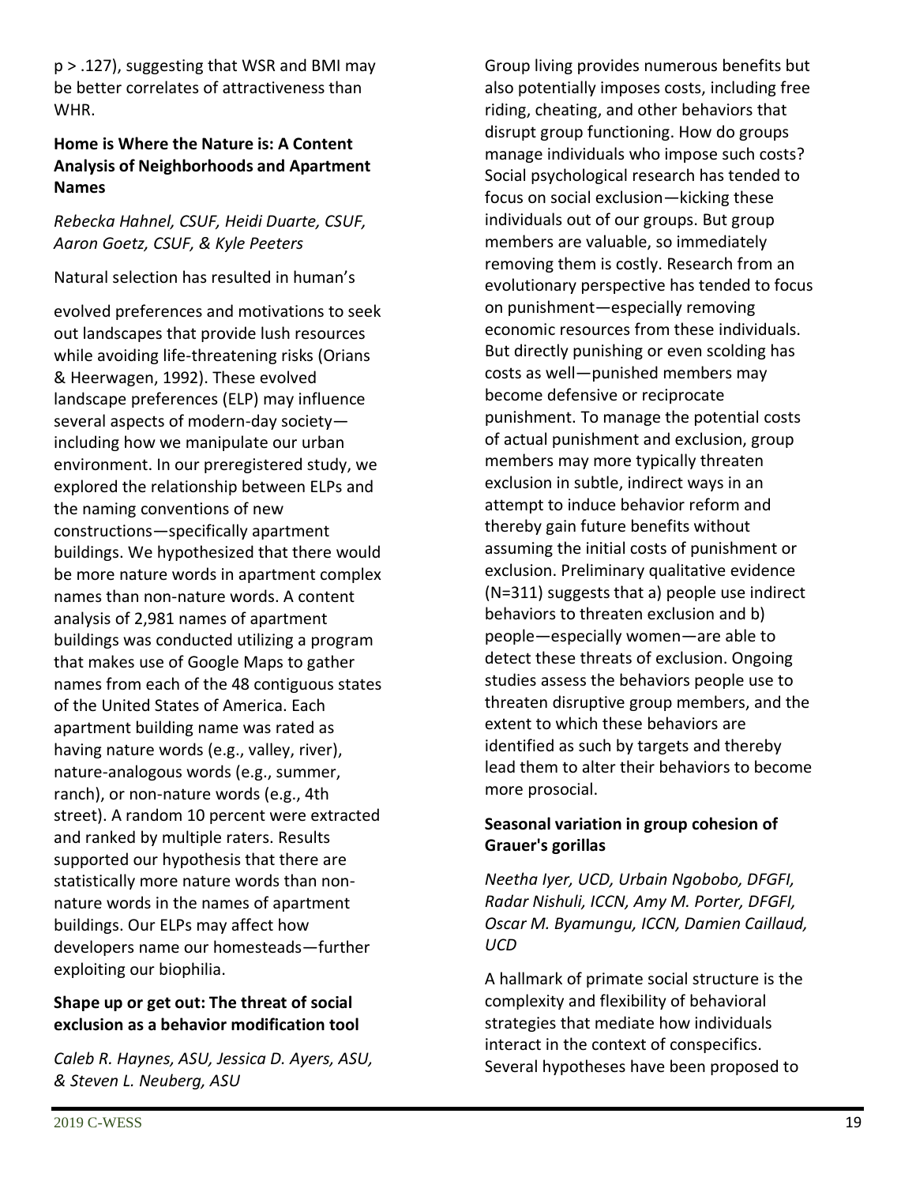$p > .127$), suggesting that WSR and BMI may be better correlates of attractiveness than WHR.

### Home is Where the Nature is: A Content Analysis of Neighborhoods and Apartment Names

*Rebecka Hahnel, CSUF, Heidi Duarte, CSUF, Aaron Goetz, CSUF, & Kyle Peeters*

Natural selection has resulted in human's

evolved preferences and motivations to seek out landscapes that provide lush resources while avoiding life-threatening risks (Orians & Heerwagen, 1992). These evolved landscape preferences (ELP) may influence several aspects of modern-day society—including how we manipulate our urban environment. In our preregistered study, we explored the relationship between ELPs and the naming conventions of new constructions—specifically apartment buildings. We hypothesized that there would be more nature words in apartment complex names than non-nature words. A content analysis of 2,981 names of apartment buildings was conducted utilizing a program that makes use of Google Maps to gather names from each of the 48 contiguous states of the United States of America. Each apartment building name was rated as having nature words (e.g., valley, river), nature-analogous words (e.g., summer, ranch), or non-nature words (e.g., 4th street). A random 10 percent were extracted and ranked by multiple raters. Results supported our hypothesis that there are statistically more nature words than non-nature words in the names of apartment buildings. Our ELPs may affect how developers name our homesteads—further exploiting our biophilia.

### Shape up or get out: The threat of social exclusion as a behavior modification tool

*Caleb R. Haynes, ASU, Jessica D. Ayers, ASU, & Steven L. Neuberg, ASU*

Group living provides numerous benefits but also potentially imposes costs, including free riding, cheating, and other behaviors that disrupt group functioning. How do groups manage individuals who impose such costs? Social psychological research has tended to focus on social exclusion—kicking these individuals out of our groups. But group members are valuable, so immediately removing them is costly. Research from an evolutionary perspective has tended to focus on punishment—especially removing economic resources from these individuals. But directly punishing or even scolding has costs as well—punished members may become defensive or reciprocate punishment. To manage the potential costs of actual punishment and exclusion, group members may more typically threaten exclusion in subtle, indirect ways in an attempt to induce behavior reform and thereby gain future benefits without assuming the initial costs of punishment or exclusion. Preliminary qualitative evidence (N=311) suggests that a) people use indirect behaviors to threaten exclusion and b) people—especially women—are able to detect these threats of exclusion. Ongoing studies assess the behaviors people use to threaten disruptive group members, and the extent to which these behaviors are identified as such by targets and thereby lead them to alter their behaviors to become more prosocial.

### Seasonal variation in group cohesion of Grauer's gorillas

*Neetha Iyer, UCD, Urbain Ngobobo, DFGFI, Radar Nishuli, ICCN, Amy M. Porter, DFGFI, Oscar M. Byamungu, ICCN, Damien Caillaud, UCD*

A hallmark of primate social structure is the complexity and flexibility of behavioral strategies that mediate how individuals interact in the context of conspecifics. Several hypotheses have been proposed to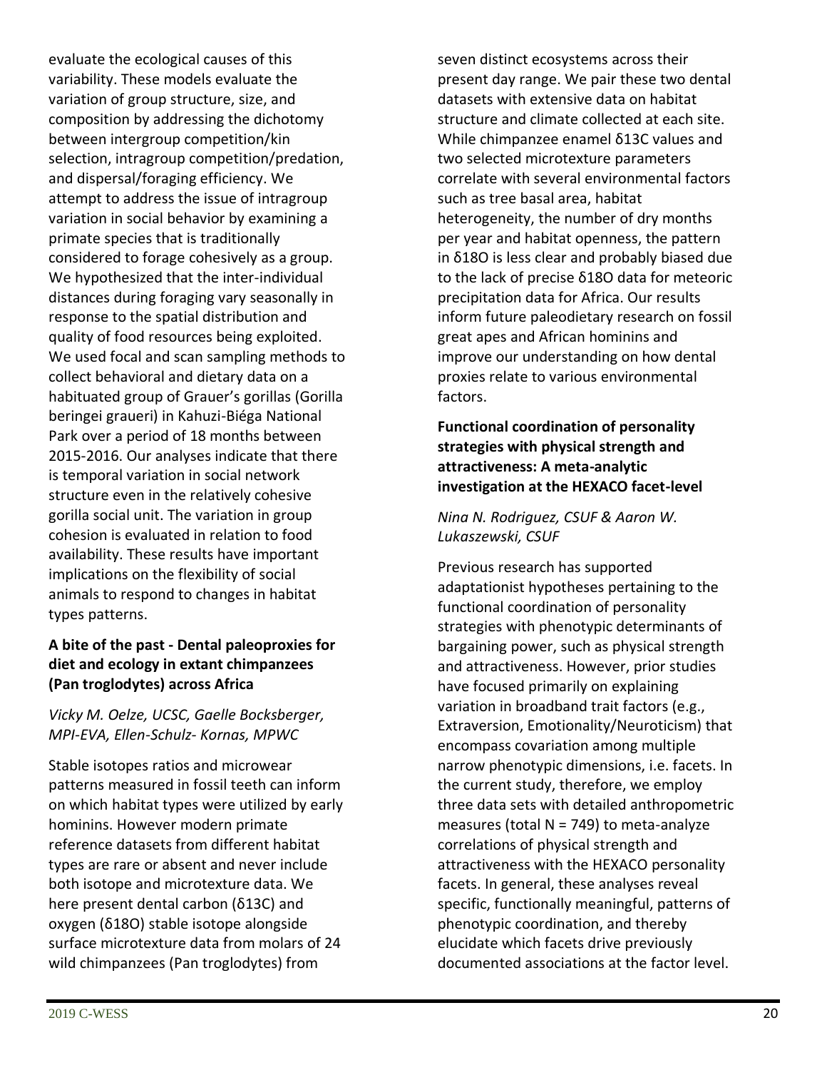evaluate the ecological causes of this variability. These models evaluate the variation of group structure, size, and composition by addressing the dichotomy between intergroup competition/kin selection, intragroup competition/predation, and dispersal/foraging efficiency. We attempt to address the issue of intragroup variation in social behavior by examining a primate species that is traditionally considered to forage cohesively as a group. We hypothesized that the inter-individual distances during foraging vary seasonally in response to the spatial distribution and quality of food resources being exploited. We used focal and scan sampling methods to collect behavioral and dietary data on a habituated group of Grauer's gorillas (Gorilla beringei graueri) in Kahuzi-Biéga National Park over a period of 18 months between 2015-2016. Our analyses indicate that there is temporal variation in social network structure even in the relatively cohesive gorilla social unit. The variation in group cohesion is evaluated in relation to food availability. These results have important implications on the flexibility of social animals to respond to changes in habitat types patterns.

**A bite of the past - Dental paleoproxies for diet and ecology in extant chimpanzees (Pan troglodytes) across Africa**

*Vicky M. Oelze, UCSC, Gaelle Bocksberger, MPI-EVA, Ellen-Schulz- Kornas, MPWC*

Stable isotopes ratios and microwear patterns measured in fossil teeth can inform on which habitat types were utilized by early hominins. However modern primate reference datasets from different habitat types are rare or absent and never include both isotope and microtexture data. We here present dental carbon ($\delta^{13}C$) and oxygen ($\delta^{18}O$) stable isotope alongside surface microtexture data from molars of 24 wild chimpanzees (Pan troglodytes) from seven distinct ecosystems across their present day range. We pair these two dental datasets with extensive data on habitat structure and climate collected at each site. While chimpanzee enamel $\delta^{13}C$ values and two selected microtexture parameters correlate with several environmental factors such as tree basal area, habitat heterogeneity, the number of dry months per year and habitat openness, the pattern in $\delta^{18}O$ is less clear and probably biased due to the lack of precise $\delta^{18}O$ data for meteoric precipitation data for Africa. Our results inform future paleodietary research on fossil great apes and African hominins and improve our understanding on how dental proxies relate to various environmental factors.

**Functional coordination of personality strategies with physical strength and attractiveness: A meta-analytic investigation at the HEXACO facet-level**

*Nina N. Rodriguez, CSUF & Aaron W. Lukaszewski, CSUF*

Previous research has supported adaptationist hypotheses pertaining to the functional coordination of personality strategies with phenotypic determinants of bargaining power, such as physical strength and attractiveness. However, prior studies have focused primarily on explaining variation in broadband trait factors (e.g., Extraversion, Emotionality/Neuroticism) that encompass covariation among multiple narrow phenotypic dimensions, i.e. facets. In the current study, therefore, we employ three data sets with detailed anthropometric measures (total $N = 749$) to meta-analyze correlations of physical strength and attractiveness with the HEXACO personality facets. In general, these analyses reveal specific, functionally meaningful, patterns of phenotypic coordination, and thereby elucidate which facets drive previously documented associations at the factor level.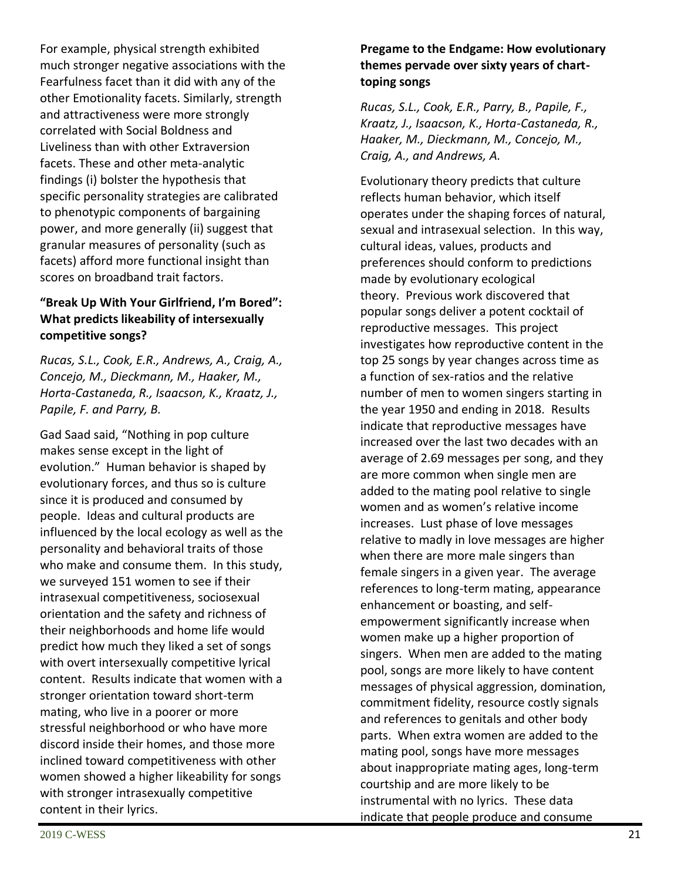For example, physical strength exhibited much stronger negative associations with the Fearfulness facet than it did with any of the other Emotionality facets. Similarly, strength and attractiveness were more strongly correlated with Social Boldness and Liveliness than with other Extraversion facets. These and other meta-analytic findings (i) bolster the hypothesis that specific personality strategies are calibrated to phenotypic components of bargaining power, and more generally (ii) suggest that granular measures of personality (such as facets) afford more functional insight than scores on broadband trait factors.

### "Break Up With Your Girlfriend, I'm Bored": What predicts likeability of intersexually competitive songs?

*Rucas, S.L., Cook, E.R., Andrews, A., Craig, A., Concejo, M., Dieckmann, M., Haaker, M., Horta-Castaneda, R., Isaacson, K., Kraatz, J., Papile, F. and Parry, B.*

Gad Saad said, "Nothing in pop culture makes sense except in the light of evolution." Human behavior is shaped by evolutionary forces, and thus so is culture since it is produced and consumed by people. Ideas and cultural products are influenced by the local ecology as well as the personality and behavioral traits of those who make and consume them. In this study, we surveyed 151 women to see if their intrasexual competitiveness, sociosexual orientation and the safety and richness of their neighborhoods and home life would predict how much they liked a set of songs with overt intersexually competitive lyrical content. Results indicate that women with a stronger orientation toward short-term mating, who live in a poorer or more stressful neighborhood or who have more discord inside their homes, and those more inclined toward competitiveness with other women showed a higher likeability for songs with stronger intrasexually competitive content in their lyrics.

### Pregame to the Endgame: How evolutionary themes pervade over sixty years of chart-toping songs

*Rucas, S.L., Cook, E.R., Parry, B., Papile, F., Kraatz, J., Isaacson, K., Horta-Castaneda, R., Haaker, M., Dieckmann, M., Concejo, M., Craig, A., and Andrews, A.*

Evolutionary theory predicts that culture reflects human behavior, which itself operates under the shaping forces of natural, sexual and intrasexual selection. In this way, cultural ideas, values, products and preferences should conform to predictions made by evolutionary ecological theory. Previous work discovered that popular songs deliver a potent cocktail of reproductive messages. This project investigates how reproductive content in the top 25 songs by year changes across time as a function of sex-ratios and the relative number of men to women singers starting in the year 1950 and ending in 2018. Results indicate that reproductive messages have increased over the last two decades with an average of 2.69 messages per song, and they are more common when single men are added to the mating pool relative to single women and as women's relative income increases. Lust phase of love messages relative to madly in love messages are higher when there are more male singers than female singers in a given year. The average references to long-term mating, appearance enhancement or boasting, and self-empowerment significantly increase when women make up a higher proportion of singers. When men are added to the mating pool, songs are more likely to have content messages of physical aggression, domination, commitment fidelity, resource costly signals and references to genitals and other body parts. When extra women are added to the mating pool, songs have more messages about inappropriate mating ages, long-term courtship and are more likely to be instrumental with no lyrics. These data indicate that people produce and consume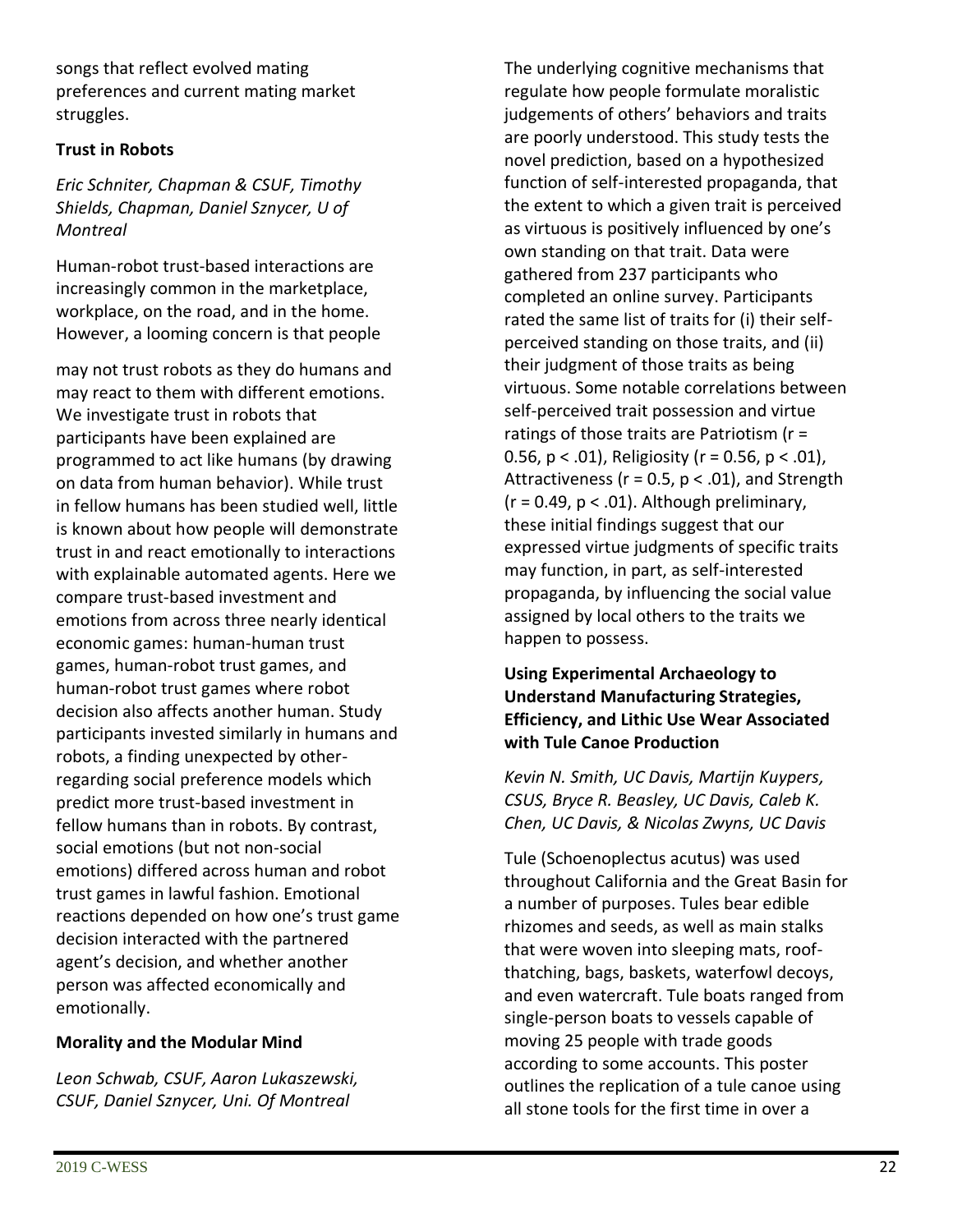songs that reflect evolved mating preferences and current mating market struggles.

### Trust in Robots

*Eric Schniter, Chapman & CSUF, Timothy Shields, Chapman, Daniel Sznycer, U of Montreal*

Human-robot trust-based interactions are increasingly common in the marketplace, workplace, on the road, and in the home. However, a looming concern is that people may not trust robots as they do humans and may react to them with different emotions. We investigate trust in robots that participants have been explained are programmed to act like humans (by drawing on data from human behavior). While trust in fellow humans has been studied well, little is known about how people will demonstrate trust in and react emotionally to interactions with explainable automated agents. Here we compare trust-based investment and emotions from across three nearly identical economic games: human-human trust games, human-robot trust games, and human-robot trust games where robot decision also affects another human. Study participants invested similarly in humans and robots, a finding unexpected by other-regarding social preference models which predict more trust-based investment in fellow humans than in robots. By contrast, social emotions (but not non-social emotions) differed across human and robot trust games in lawful fashion. Emotional reactions depended on how one's trust game decision interacted with the partnered agent's decision, and whether another person was affected economically and emotionally.

### Morality and the Modular Mind

*Leon Schwab, CSUF, Aaron Lukaszewski, CSUF, Daniel Sznycer, Uni. Of Montreal*

The underlying cognitive mechanisms that regulate how people formulate moralistic judgements of others' behaviors and traits are poorly understood. This study tests the novel prediction, based on a hypothesized function of self-interested propaganda, that the extent to which a given trait is perceived as virtuous is positively influenced by one's own standing on that trait. Data were gathered from 237 participants who completed an online survey. Participants rated the same list of traits for (i) their self-perceived standing on those traits, and (ii) their judgment of those traits as being virtuous. Some notable correlations between self-perceived trait possession and virtue ratings of those traits are Patriotism ($r = 0.56$, $p < .01$), Religiosity ($r = 0.56$, $p < .01$), Attractiveness ($r = 0.5$, $p < .01$), and Strength ($r = 0.49$, $p < .01$). Although preliminary, these initial findings suggest that our expressed virtue judgments of specific traits may function, in part, as self-interested propaganda, by influencing the social value assigned by local others to the traits we happen to possess.

### Using Experimental Archaeology to Understand Manufacturing Strategies, Efficiency, and Lithic Use Wear Associated with Tule Canoe Production

*Kevin N. Smith, UC Davis, Martijn Kuypers, CSUS, Bryce R. Beasley, UC Davis, Caleb K. Chen, UC Davis, & Nicolas Zwyns, UC Davis*

Tule (Schoenoplectus acutus) was used throughout California and the Great Basin for a number of purposes. Tules bear edible rhizomes and seeds, as well as main stalks that were woven into sleeping mats, roof-thatching, bags, baskets, waterfowl decoys, and even watercraft. Tule boats ranged from single-person boats to vessels capable of moving 25 people with trade goods according to some accounts. This poster outlines the replication of a tule canoe using all stone tools for the first time in over a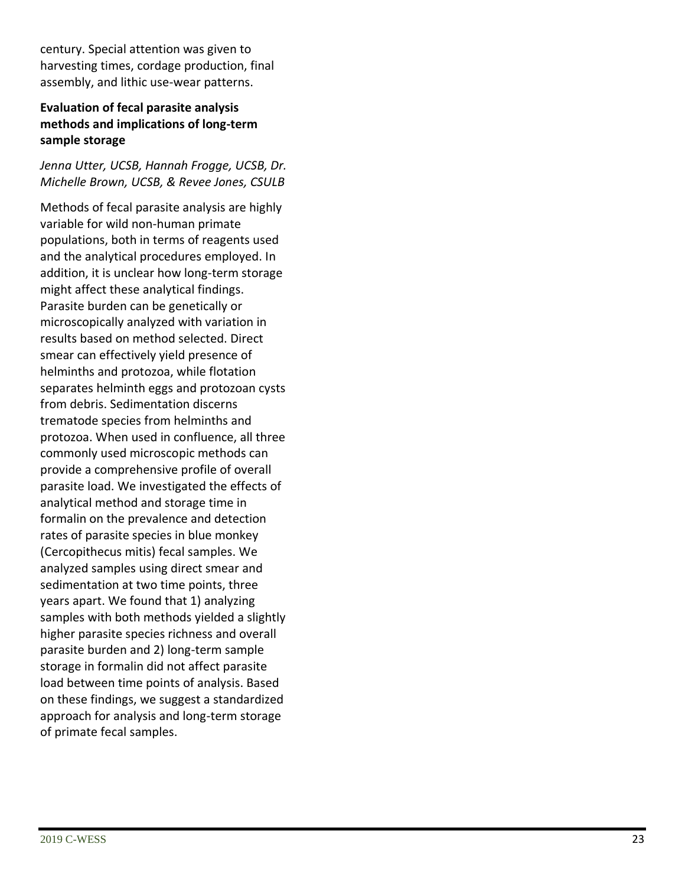century. Special attention was given to harvesting times, cordage production, final assembly, and lithic use-wear patterns.

**Evaluation of fecal parasite analysis methods and implications of long-term sample storage**

*Jenna Utter, UCSB, Hannah Frogge, UCSB, Dr. Michelle Brown, UCSB, & Revee Jones, CSULB*

Methods of fecal parasite analysis are highly variable for wild non-human primate populations, both in terms of reagents used and the analytical procedures employed. In addition, it is unclear how long-term storage might affect these analytical findings. Parasite burden can be genetically or microscopically analyzed with variation in results based on method selected. Direct smear can effectively yield presence of helminths and protozoa, while flotation separates helminth eggs and protozoan cysts from debris. Sedimentation discerns trematode species from helminths and protozoa. When used in confluence, all three commonly used microscopic methods can provide a comprehensive profile of overall parasite load. We investigated the effects of analytical method and storage time in formalin on the prevalence and detection rates of parasite species in blue monkey (Cercopithecus mitis) fecal samples. We analyzed samples using direct smear and sedimentation at two time points, three years apart. We found that 1) analyzing samples with both methods yielded a slightly higher parasite species richness and overall parasite burden and 2) long-term sample storage in formalin did not affect parasite load between time points of analysis. Based on these findings, we suggest a standardized approach for analysis and long-term storage of primate fecal samples.